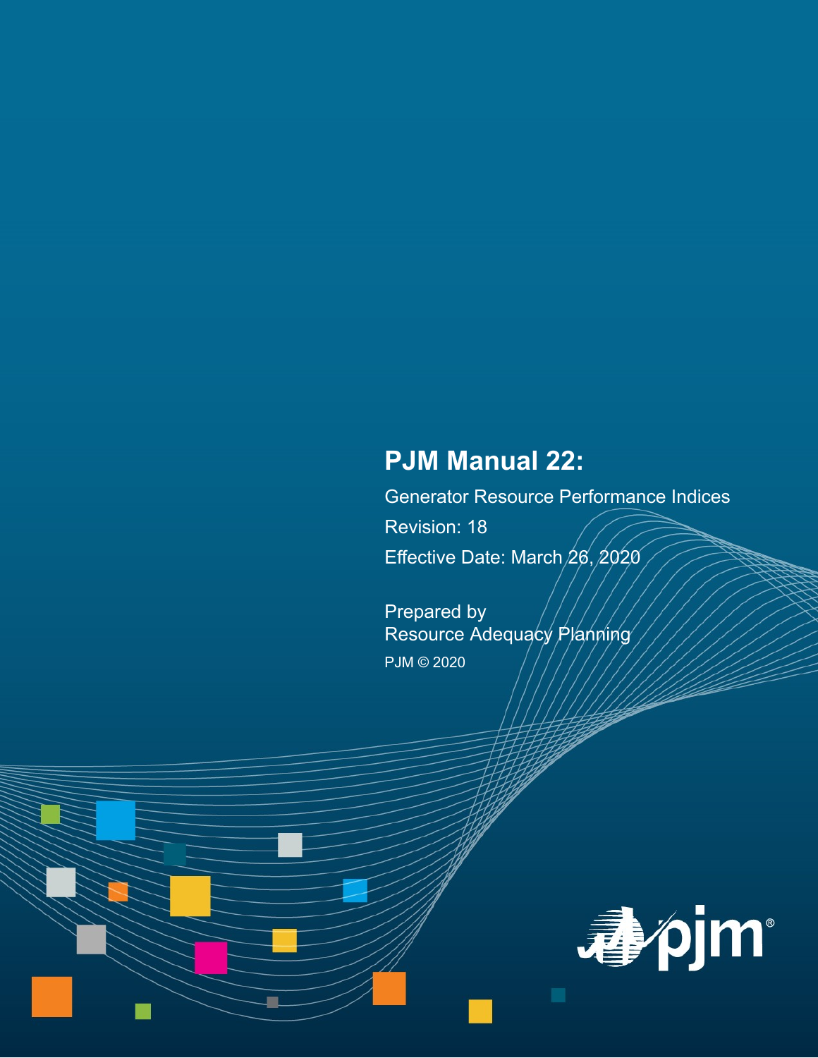# PJM Manual 22:

Generator Resource Performance Indices

Revision: 18

Effective Date: March 26, 2020

Prepared by
Resource Adequacy Planning

PJM © 2020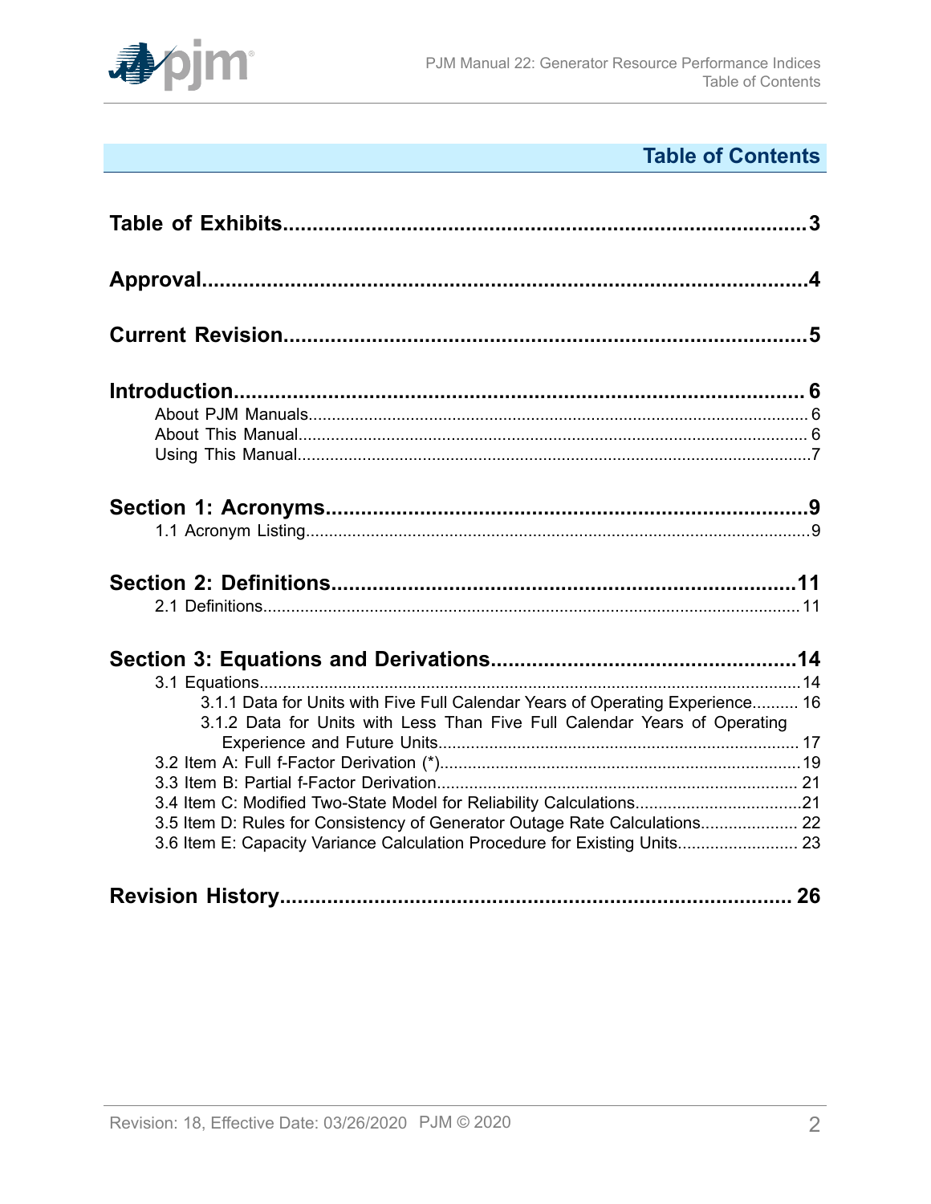# Table of Contents

**Table of Exhibits** .......... 3

**Approval** .......... 4

**Current Revision** .......... 5

**Introduction** .......... 6
- About PJM Manuals .......... 6
- About This Manual .......... 6
- Using This Manual .......... 7

**Section 1: Acronyms** .......... 9
- 1.1 Acronym Listing .......... 9

**Section 2: Definitions** .......... 11
- 2.1 Definitions .......... 11

**Section 3: Equations and Derivations** .......... 14
- 3.1 Equations .......... 14
  - 3.1.1 Data for Units with Five Full Calendar Years of Operating Experience .......... 16
  - 3.1.2 Data for Units with Less Than Five Full Calendar Years of Operating Experience and Future Units .......... 17
- 3.2 Item A: Full f-Factor Derivation (*) .......... 19
- 3.3 Item B: Partial f-Factor Derivation .......... 21
- 3.4 Item C: Modified Two-State Model for Reliability Calculations .......... 21
- 3.5 Item D: Rules for Consistency of Generator Outage Rate Calculations .......... 22
- 3.6 Item E: Capacity Variance Calculation Procedure for Existing Units .......... 23

**Revision History** .......... 26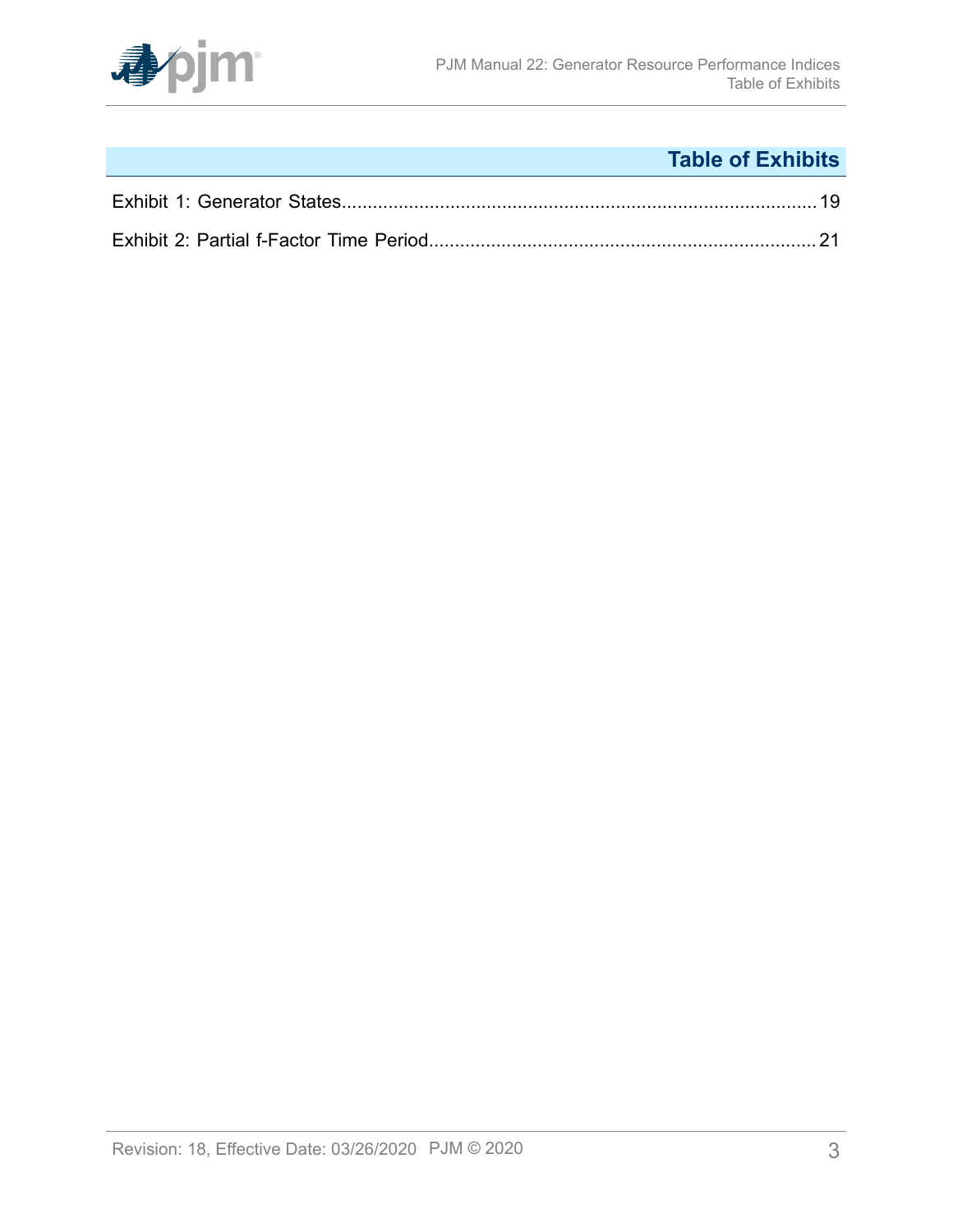# Table of Exhibits

Exhibit 1: Generator States....................................................................................19

Exhibit 2: Partial f-Factor Time Period...................................................................21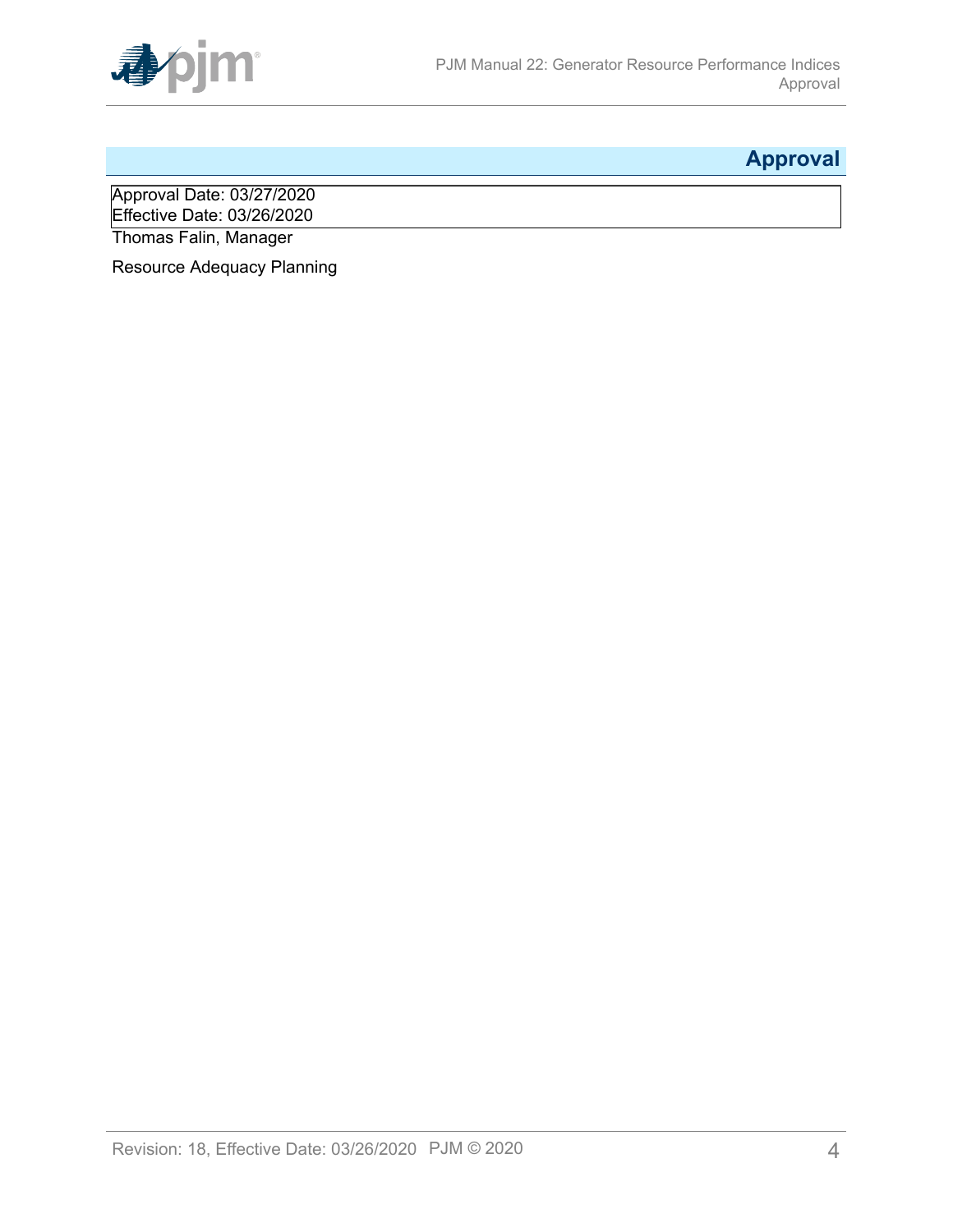# Approval

Approval Date: 03/27/2020
Effective Date: 03/26/2020

Thomas Falin, Manager

Resource Adequacy Planning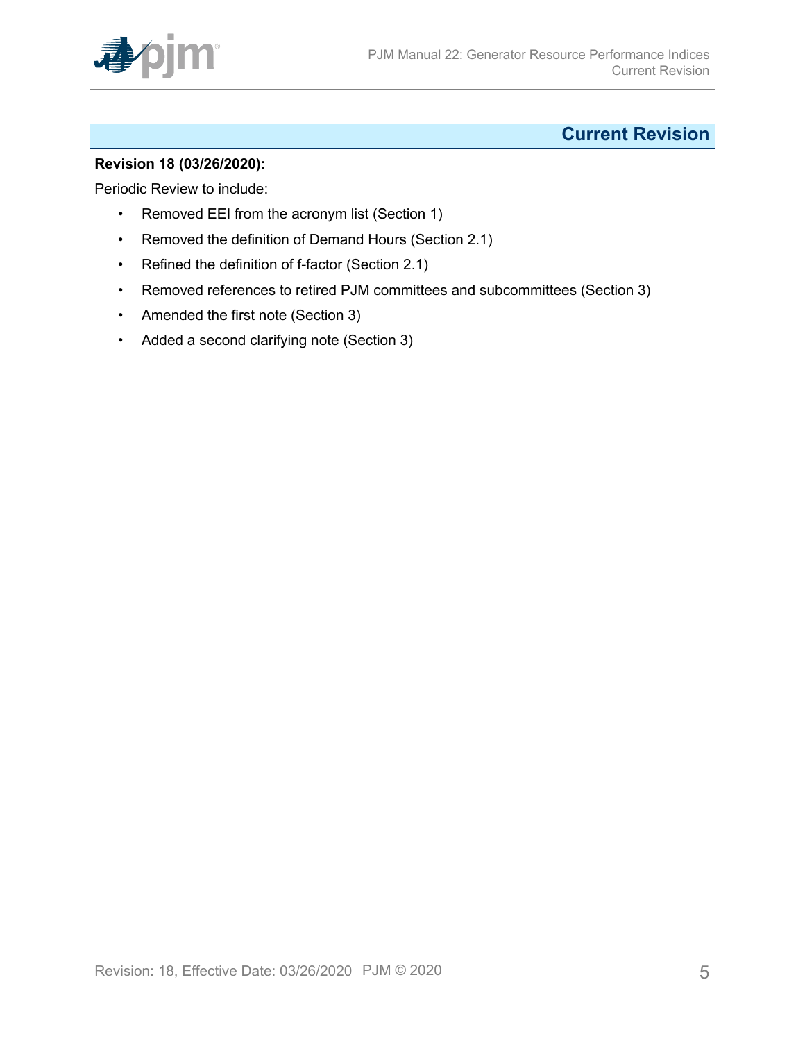# Current Revision

**Revision 18 (03/26/2020):**

Periodic Review to include:

- Removed EEI from the acronym list (Section 1)
- Removed the definition of Demand Hours (Section 2.1)
- Refined the definition of f-factor (Section 2.1)
- Removed references to retired PJM committees and subcommittees (Section 3)
- Amended the first note (Section 3)
- Added a second clarifying note (Section 3)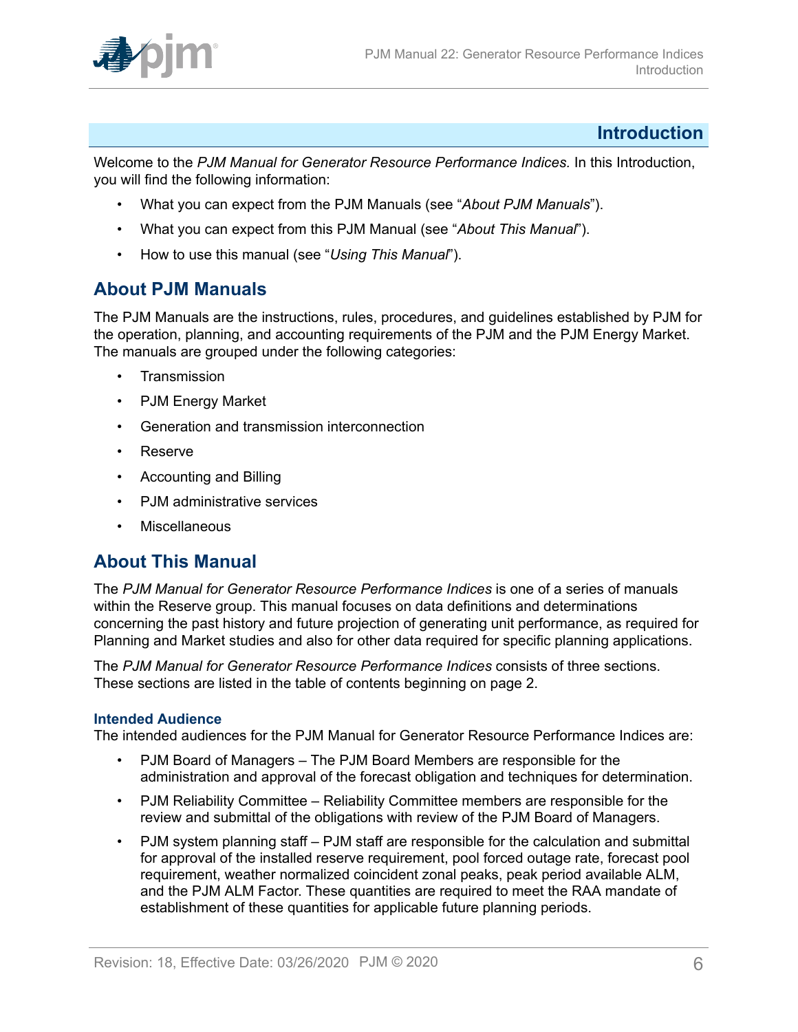# Introduction

Welcome to the *PJM Manual for Generator Resource Performance Indices.* In this Introduction, you will find the following information:

- What you can expect from the PJM Manuals (see "*About PJM Manuals*").
- What you can expect from this PJM Manual (see "*About This Manual*").
- How to use this manual (see "*Using This Manual*").

## About PJM Manuals

The PJM Manuals are the instructions, rules, procedures, and guidelines established by PJM for the operation, planning, and accounting requirements of the PJM and the PJM Energy Market. The manuals are grouped under the following categories:

- Transmission
- PJM Energy Market
- Generation and transmission interconnection
- Reserve
- Accounting and Billing
- PJM administrative services
- Miscellaneous

## About This Manual

The *PJM Manual for Generator Resource Performance Indices* is one of a series of manuals within the Reserve group. This manual focuses on data definitions and determinations concerning the past history and future projection of generating unit performance, as required for Planning and Market studies and also for other data required for specific planning applications.

The *PJM Manual for Generator Resource Performance Indices* consists of three sections. These sections are listed in the table of contents beginning on page 2.

### Intended Audience

The intended audiences for the PJM Manual for Generator Resource Performance Indices are:

- PJM Board of Managers – The PJM Board Members are responsible for the administration and approval of the forecast obligation and techniques for determination.
- PJM Reliability Committee – Reliability Committee members are responsible for the review and submittal of the obligations with review of the PJM Board of Managers.
- PJM system planning staff – PJM staff are responsible for the calculation and submittal for approval of the installed reserve requirement, pool forced outage rate, forecast pool requirement, weather normalized coincident zonal peaks, peak period available ALM, and the PJM ALM Factor. These quantities are required to meet the RAA mandate of establishment of these quantities for applicable future planning periods.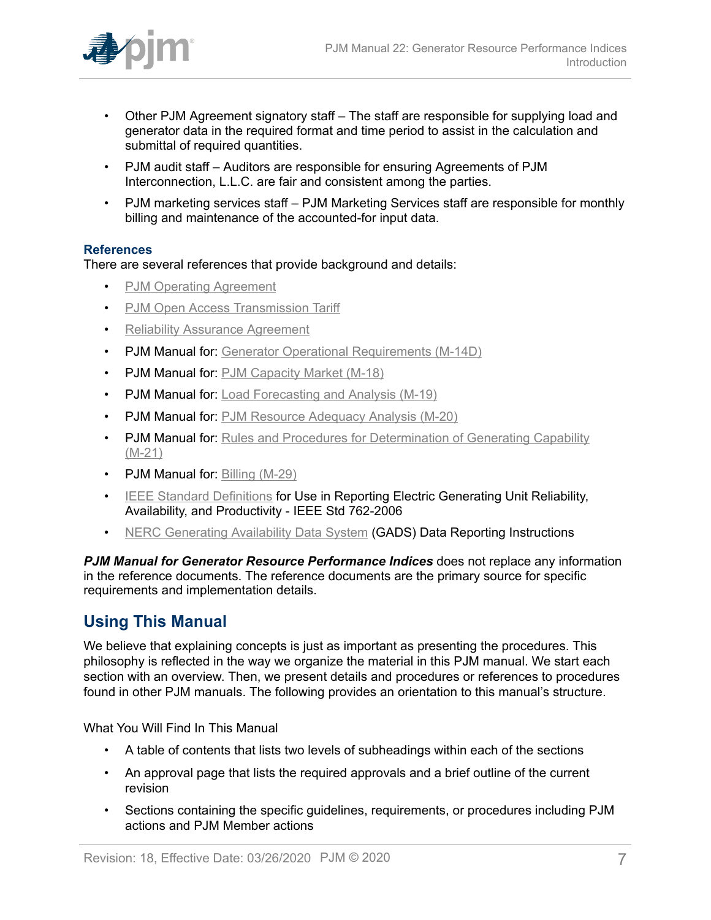- Other PJM Agreement signatory staff – The staff are responsible for supplying load and generator data in the required format and time period to assist in the calculation and submittal of required quantities.
- PJM audit staff – Auditors are responsible for ensuring Agreements of PJM Interconnection, L.L.C. are fair and consistent among the parties.
- PJM marketing services staff – PJM Marketing Services staff are responsible for monthly billing and maintenance of the accounted-for input data.

### References

There are several references that provide background and details:

- PJM Operating Agreement
- PJM Open Access Transmission Tariff
- Reliability Assurance Agreement
- PJM Manual for: Generator Operational Requirements (M-14D)
- PJM Manual for: PJM Capacity Market (M-18)
- PJM Manual for: Load Forecasting and Analysis (M-19)
- PJM Manual for: PJM Resource Adequacy Analysis (M-20)
- PJM Manual for: Rules and Procedures for Determination of Generating Capability (M-21)
- PJM Manual for: Billing (M-29)
- IEEE Standard Definitions for Use in Reporting Electric Generating Unit Reliability, Availability, and Productivity - IEEE Std 762-2006
- NERC Generating Availability Data System (GADS) Data Reporting Instructions

***PJM Manual for Generator Resource Performance Indices*** does not replace any information in the reference documents. The reference documents are the primary source for specific requirements and implementation details.

## Using This Manual

We believe that explaining concepts is just as important as presenting the procedures. This philosophy is reflected in the way we organize the material in this PJM manual. We start each section with an overview. Then, we present details and procedures or references to procedures found in other PJM manuals. The following provides an orientation to this manual's structure.

What You Will Find In This Manual

- A table of contents that lists two levels of subheadings within each of the sections
- An approval page that lists the required approvals and a brief outline of the current revision
- Sections containing the specific guidelines, requirements, or procedures including PJM actions and PJM Member actions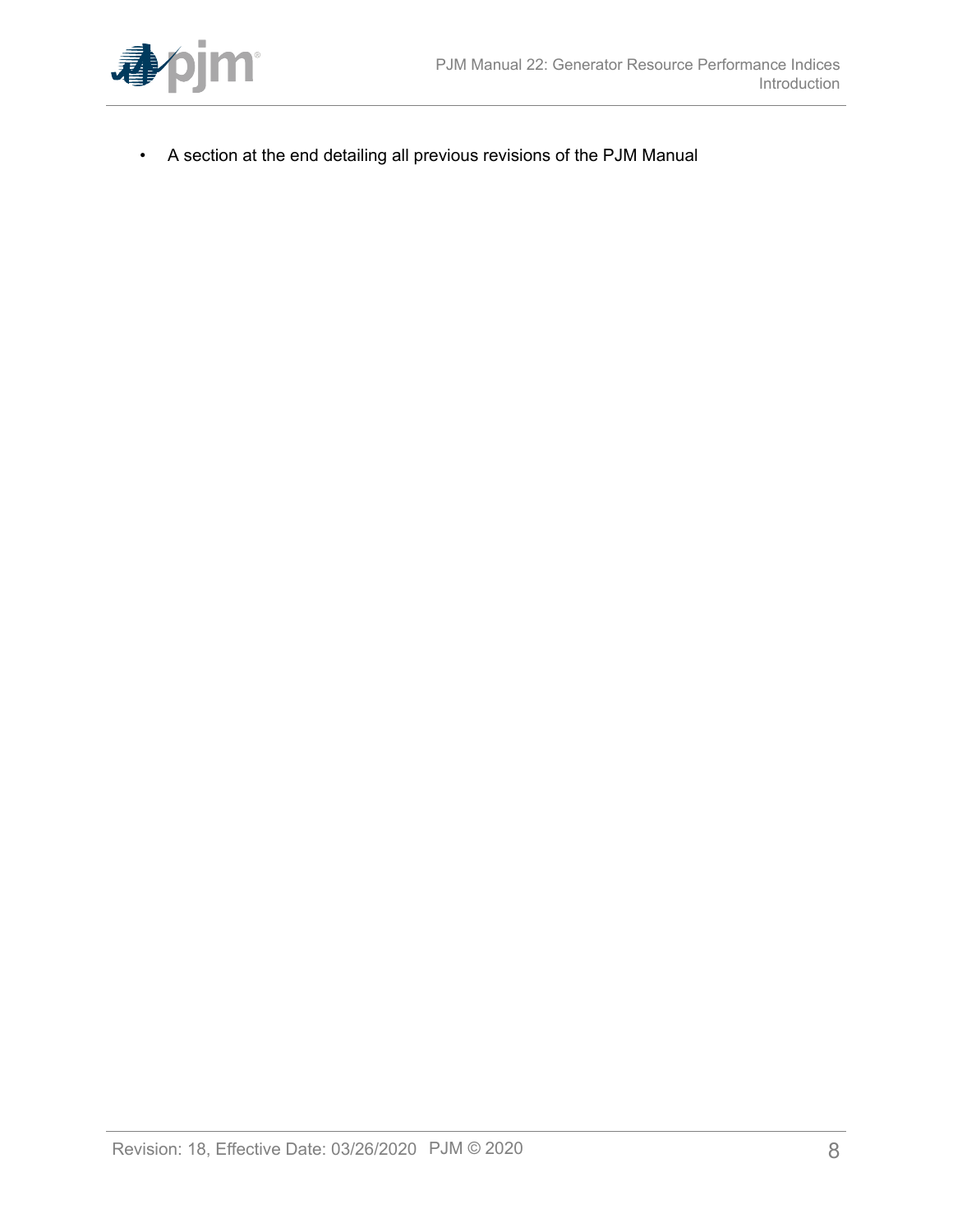- A section at the end detailing all previous revisions of the PJM Manual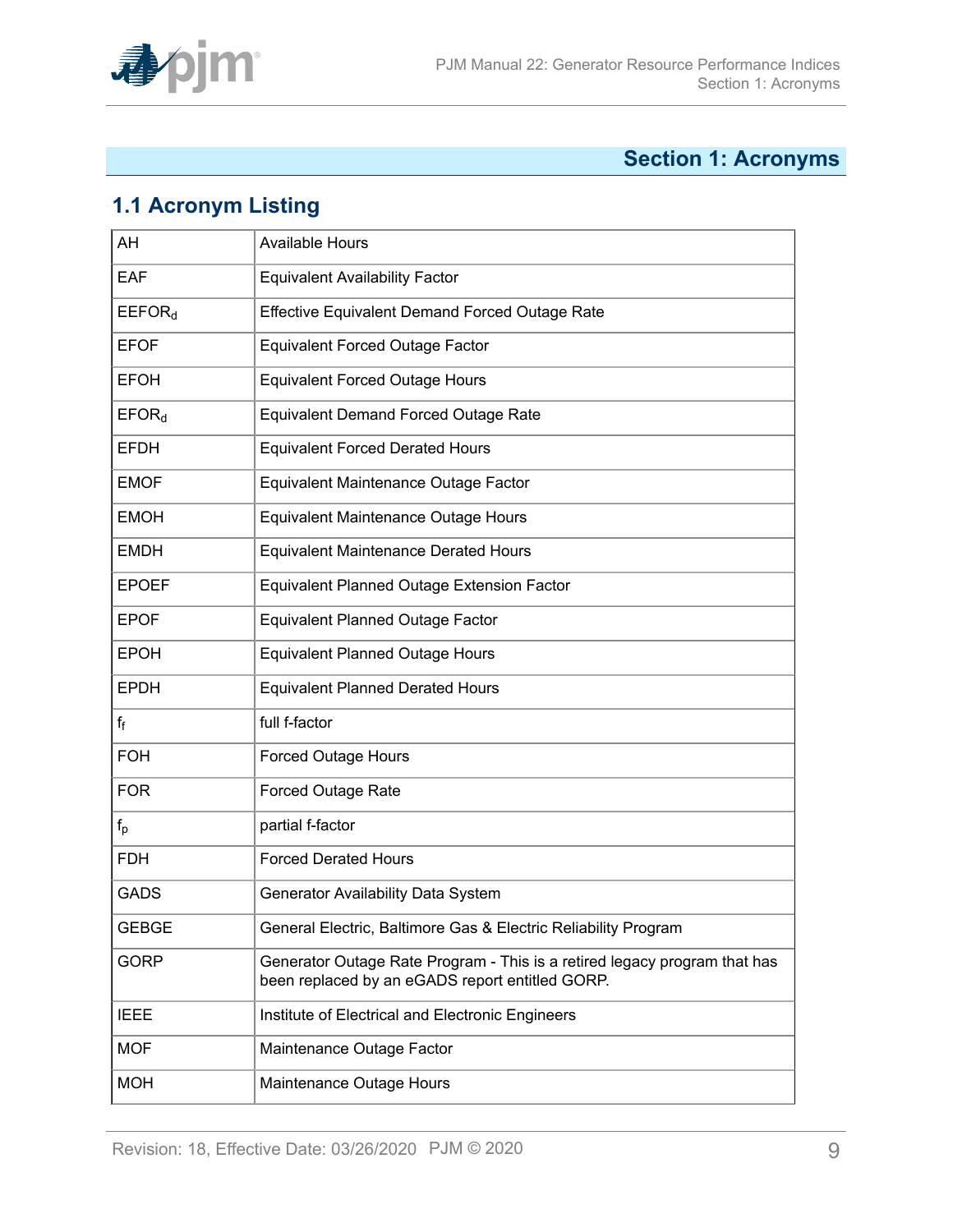# Section 1: Acronyms

## 1.1 Acronym Listing

| | |
|---|---|
| AH | Available Hours |
| EAF | Equivalent Availability Factor |
| $EEFOR_d$ | Effective Equivalent Demand Forced Outage Rate |
| EFOF | Equivalent Forced Outage Factor |
| EFOH | Equivalent Forced Outage Hours |
| $EFOR_d$ | Equivalent Demand Forced Outage Rate |
| EFDH | Equivalent Forced Derated Hours |
| EMOF | Equivalent Maintenance Outage Factor |
| EMOH | Equivalent Maintenance Outage Hours |
| EMDH | Equivalent Maintenance Derated Hours |
| EPOEF | Equivalent Planned Outage Extension Factor |
| EPOF | Equivalent Planned Outage Factor |
| EPOH | Equivalent Planned Outage Hours |
| EPDH | Equivalent Planned Derated Hours |
| $f_f$ | full f-factor |
| FOH | Forced Outage Hours |
| FOR | Forced Outage Rate |
| $f_p$ | partial f-factor |
| FDH | Forced Derated Hours |
| GADS | Generator Availability Data System |
| GEBGE | General Electric, Baltimore Gas & Electric Reliability Program |
| GORP | Generator Outage Rate Program - This is a retired legacy program that has been replaced by an eGADS report entitled GORP. |
| IEEE | Institute of Electrical and Electronic Engineers |
| MOF | Maintenance Outage Factor |
| MOH | Maintenance Outage Hours |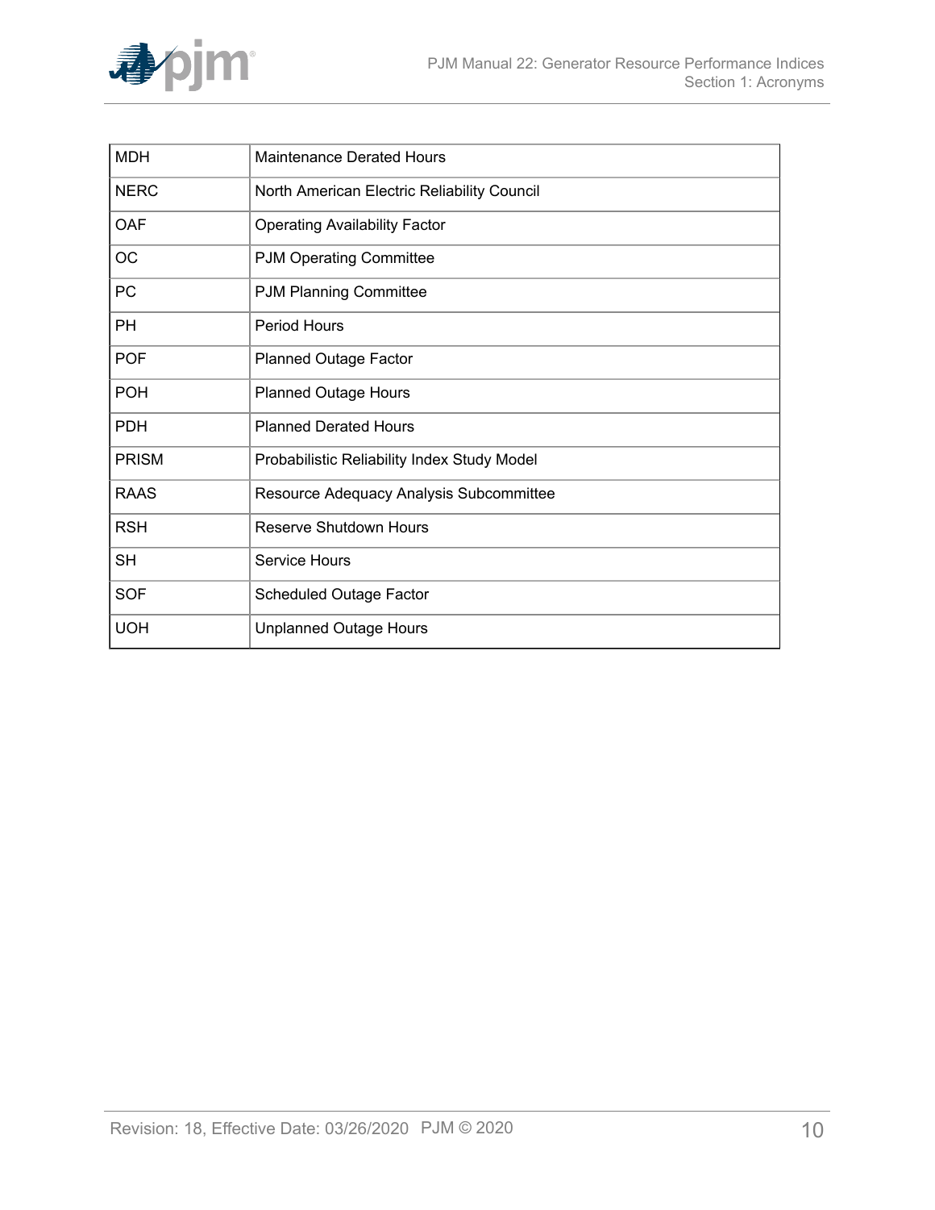| MDH | Maintenance Derated Hours |
| --- | --- |
| NERC | North American Electric Reliability Council |
| OAF | Operating Availability Factor |
| OC | PJM Operating Committee |
| PC | PJM Planning Committee |
| PH | Period Hours |
| POF | Planned Outage Factor |
| POH | Planned Outage Hours |
| PDH | Planned Derated Hours |
| PRISM | Probabilistic Reliability Index Study Model |
| RAAS | Resource Adequacy Analysis Subcommittee |
| RSH | Reserve Shutdown Hours |
| SH | Service Hours |
| SOF | Scheduled Outage Factor |
| UOH | Unplanned Outage Hours |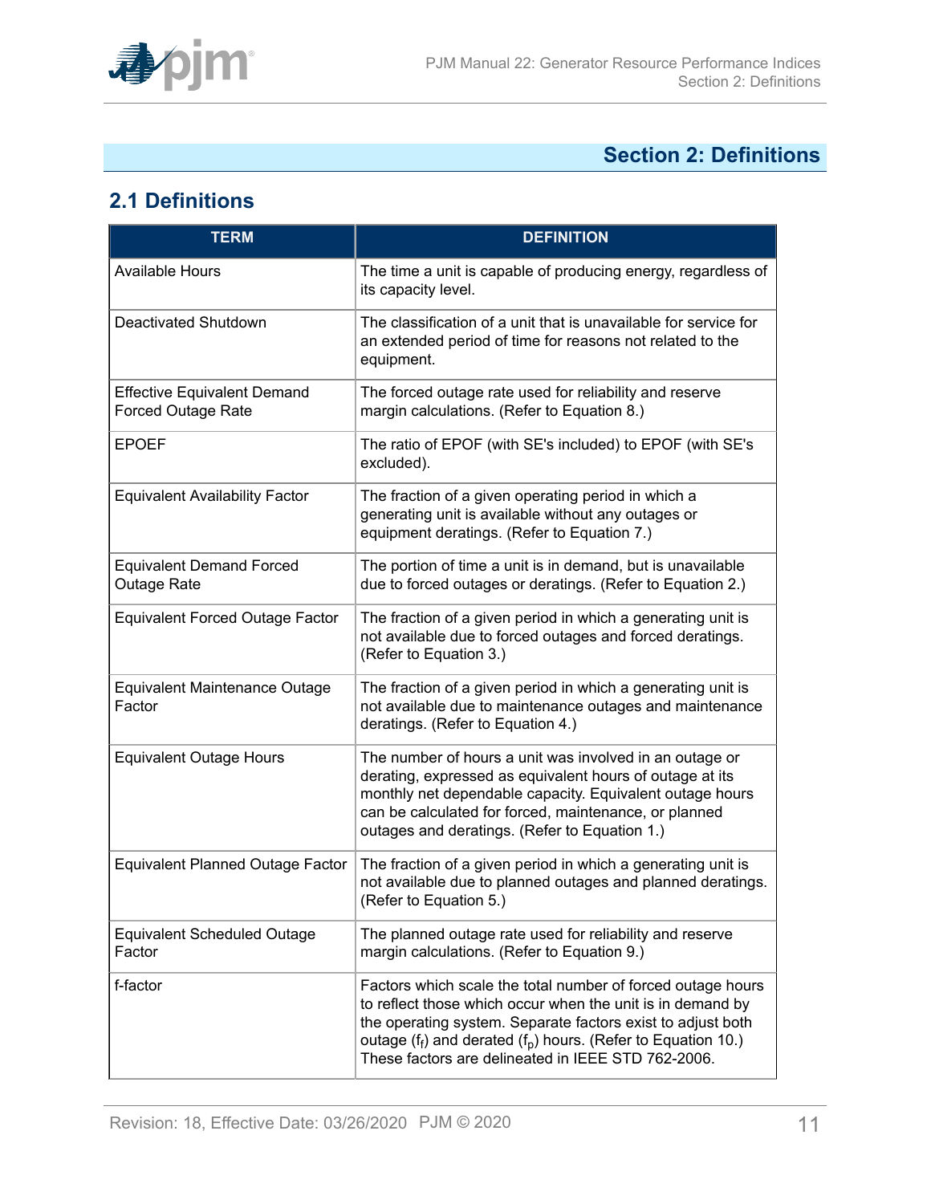# Section 2: Definitions

## 2.1 Definitions

| TERM | DEFINITION |
| --- | --- |
| Available Hours | The time a unit is capable of producing energy, regardless of its capacity level. |
| Deactivated Shutdown | The classification of a unit that is unavailable for service for an extended period of time for reasons not related to the equipment. |
| Effective Equivalent Demand Forced Outage Rate | The forced outage rate used for reliability and reserve margin calculations. (Refer to Equation 8.) |
| EPOEF | The ratio of EPOF (with SE's included) to EPOF (with SE's excluded). |
| Equivalent Availability Factor | The fraction of a given operating period in which a generating unit is available without any outages or equipment deratings. (Refer to Equation 7.) |
| Equivalent Demand Forced Outage Rate | The portion of time a unit is in demand, but is unavailable due to forced outages or deratings. (Refer to Equation 2.) |
| Equivalent Forced Outage Factor | The fraction of a given period in which a generating unit is not available due to forced outages and forced deratings. (Refer to Equation 3.) |
| Equivalent Maintenance Outage Factor | The fraction of a given period in which a generating unit is not available due to maintenance outages and maintenance deratings. (Refer to Equation 4.) |
| Equivalent Outage Hours | The number of hours a unit was involved in an outage or derating, expressed as equivalent hours of outage at its monthly net dependable capacity. Equivalent outage hours can be calculated for forced, maintenance, or planned outages and deratings. (Refer to Equation 1.) |
| Equivalent Planned Outage Factor | The fraction of a given period in which a generating unit is not available due to planned outages and planned deratings. (Refer to Equation 5.) |
| Equivalent Scheduled Outage Factor | The planned outage rate used for reliability and reserve margin calculations. (Refer to Equation 9.) |
| f-factor | Factors which scale the total number of forced outage hours to reflect those which occur when the unit is in demand by the operating system. Separate factors exist to adjust both outage ($f_f$) and derated ($f_p$) hours. (Refer to Equation 10.) These factors are delineated in IEEE STD 762-2006. |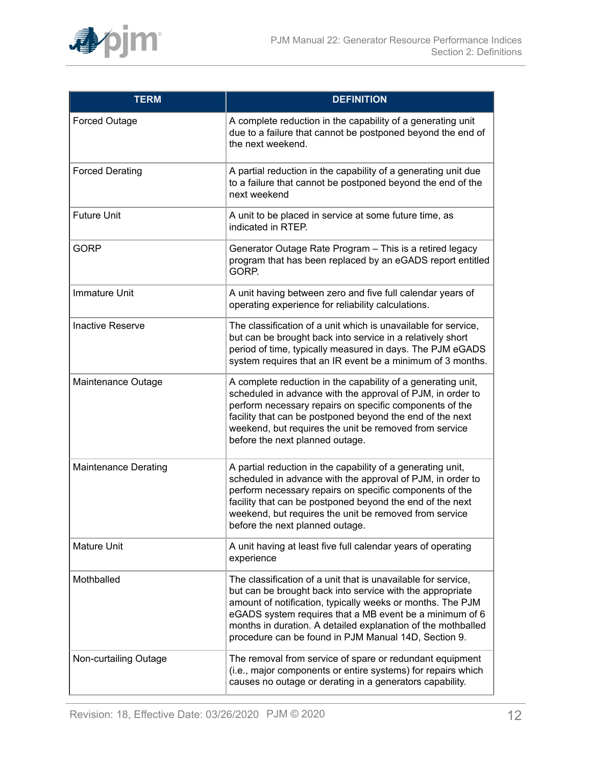| TERM | DEFINITION |
|---|---|
| Forced Outage | A complete reduction in the capability of a generating unit due to a failure that cannot be postponed beyond the end of the next weekend. |
| Forced Derating | A partial reduction in the capability of a generating unit due to a failure that cannot be postponed beyond the end of the next weekend |
| Future Unit | A unit to be placed in service at some future time, as indicated in RTEP. |
| GORP | Generator Outage Rate Program – This is a retired legacy program that has been replaced by an eGADS report entitled GORP. |
| Immature Unit | A unit having between zero and five full calendar years of operating experience for reliability calculations. |
| Inactive Reserve | The classification of a unit which is unavailable for service, but can be brought back into service in a relatively short period of time, typically measured in days. The PJM eGADS system requires that an IR event be a minimum of 3 months. |
| Maintenance Outage | A complete reduction in the capability of a generating unit, scheduled in advance with the approval of PJM, in order to perform necessary repairs on specific components of the facility that can be postponed beyond the end of the next weekend, but requires the unit be removed from service before the next planned outage. |
| Maintenance Derating | A partial reduction in the capability of a generating unit, scheduled in advance with the approval of PJM, in order to perform necessary repairs on specific components of the facility that can be postponed beyond the end of the next weekend, but requires the unit be removed from service before the next planned outage. |
| Mature Unit | A unit having at least five full calendar years of operating experience |
| Mothballed | The classification of a unit that is unavailable for service, but can be brought back into service with the appropriate amount of notification, typically weeks or months. The PJM eGADS system requires that a MB event be a minimum of 6 months in duration. A detailed explanation of the mothballed procedure can be found in PJM Manual 14D, Section 9. |
| Non-curtailing Outage | The removal from service of spare or redundant equipment (i.e., major components or entire systems) for repairs which causes no outage or derating in a generators capability. |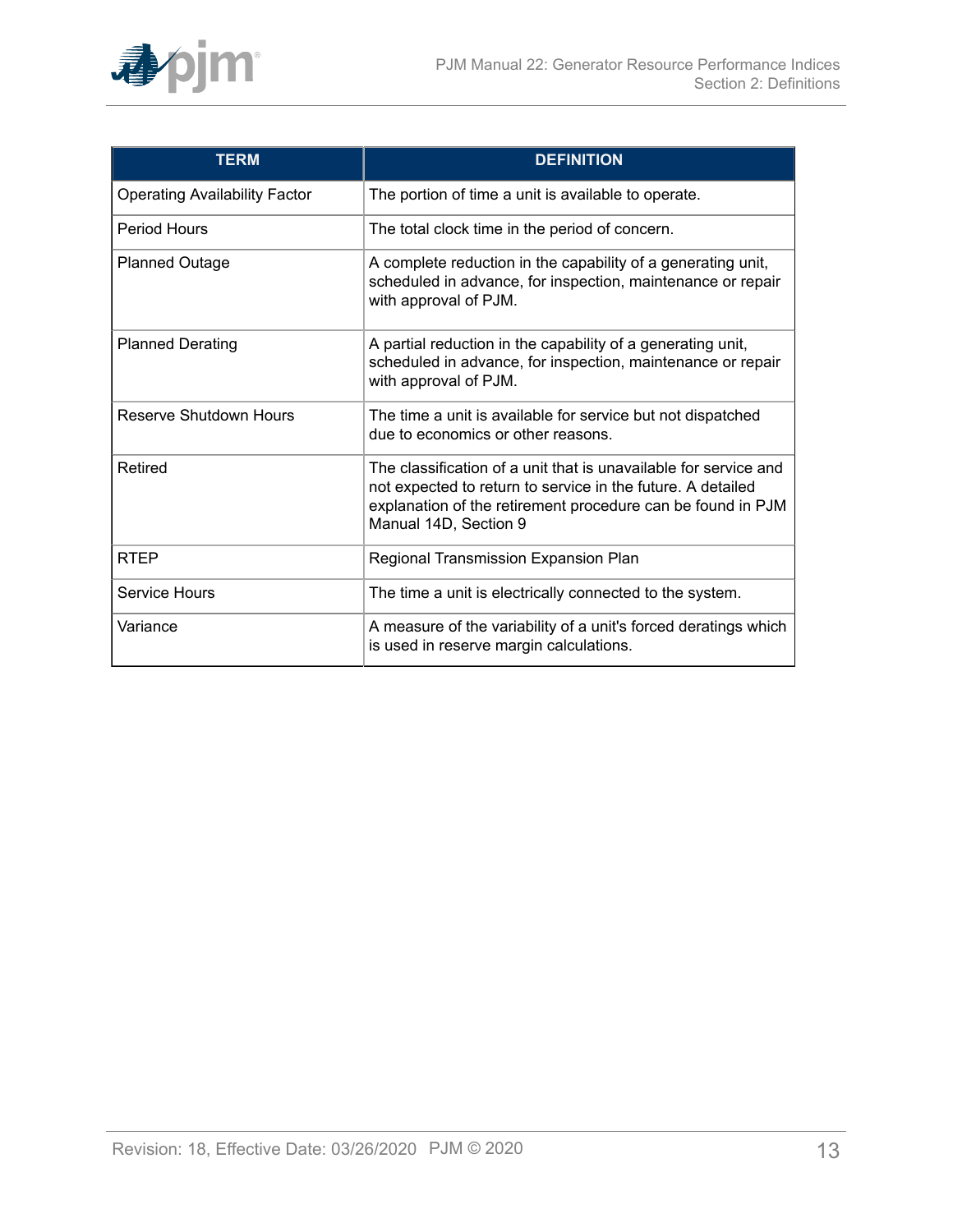| TERM | DEFINITION |
| --- | --- |
| Operating Availability Factor | The portion of time a unit is available to operate. |
| Period Hours | The total clock time in the period of concern. |
| Planned Outage | A complete reduction in the capability of a generating unit, scheduled in advance, for inspection, maintenance or repair with approval of PJM. |
| Planned Derating | A partial reduction in the capability of a generating unit, scheduled in advance, for inspection, maintenance or repair with approval of PJM. |
| Reserve Shutdown Hours | The time a unit is available for service but not dispatched due to economics or other reasons. |
| Retired | The classification of a unit that is unavailable for service and not expected to return to service in the future. A detailed explanation of the retirement procedure can be found in PJM Manual 14D, Section 9 |
| RTEP | Regional Transmission Expansion Plan |
| Service Hours | The time a unit is electrically connected to the system. |
| Variance | A measure of the variability of a unit's forced deratings which is used in reserve margin calculations. |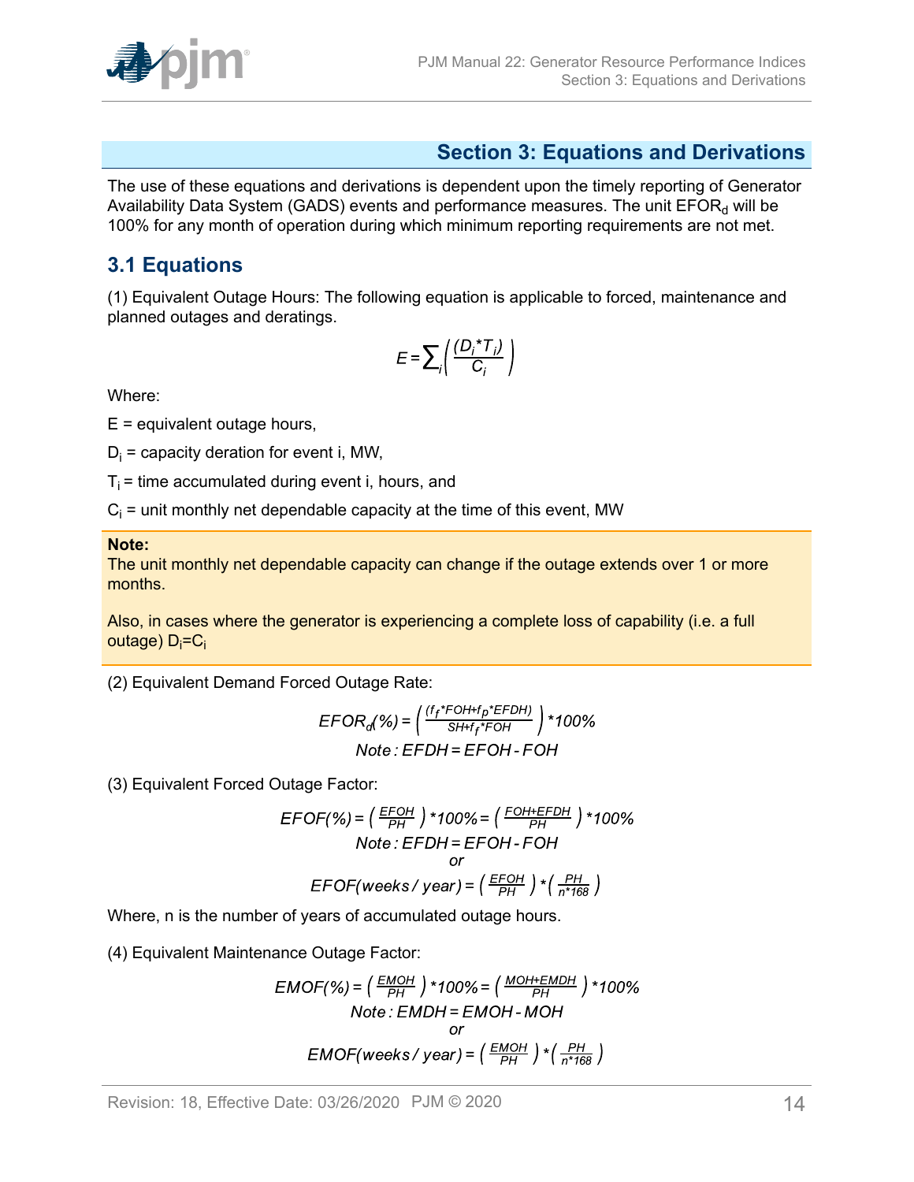## Section 3: Equations and Derivations

The use of these equations and derivations is dependent upon the timely reporting of Generator Availability Data System (GADS) events and performance measures. The unit $EFOR_d$ will be 100% for any month of operation during which minimum reporting requirements are not met.

### 3.1 Equations

(1) Equivalent Outage Hours: The following equation is applicable to forced, maintenance and planned outages and deratings.

$$E = \sum_i \left( \frac{(D_i * T_i)}{C_i} \right)$$

Where:

E = equivalent outage hours,

$D_i$ = capacity deration for event i, MW,

$T_i$ = time accumulated during event i, hours, and

$C_i$ = unit monthly net dependable capacity at the time of this event, MW

> **Note:**
> The unit monthly net dependable capacity can change if the outage extends over 1 or more months.
>
> Also, in cases where the generator is experiencing a complete loss of capability (i.e. a full outage) $D_i = C_i$

(2) Equivalent Demand Forced Outage Rate:

$$EFOR_d(\%) = \left( \frac{(f_f * FOH + f_p * EFDH)}{SH + f_f * FOH} \right) * 100\%$$

$$Note: EFDH = EFOH - FOH$$

(3) Equivalent Forced Outage Factor:

$$EFOF(\%) = \left( \frac{EFOH}{PH} \right) * 100\% = \left( \frac{FOH + EFDH}{PH} \right) * 100\%$$

$$Note: EFDH = EFOH - FOH$$

$$or$$

$$EFOF(weeks / year) = \left( \frac{EFOH}{PH} \right) * \left( \frac{PH}{n * 168} \right)$$

Where, n is the number of years of accumulated outage hours.

(4) Equivalent Maintenance Outage Factor:

$$EMOF(\%) = \left( \frac{EMOH}{PH} \right) * 100\% = \left( \frac{MOH + EMDH}{PH} \right) * 100\%$$

$$Note: EMDH = EMOH - MOH$$

$$or$$

$$EMOF(weeks / year) = \left( \frac{EMOH}{PH} \right) * \left( \frac{PH}{n * 168} \right)$$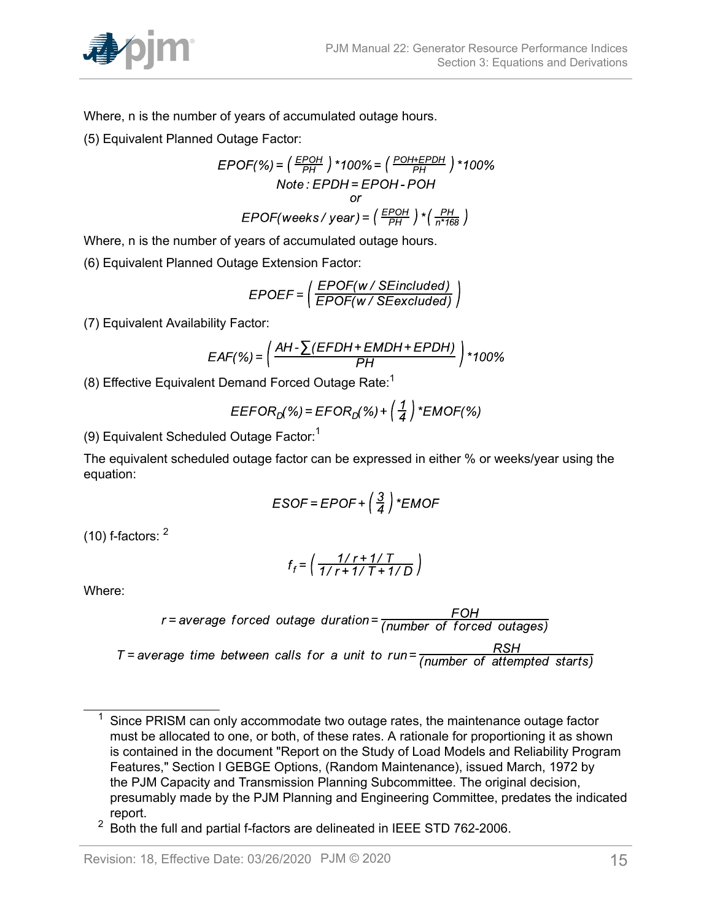Where, n is the number of years of accumulated outage hours.

(5) Equivalent Planned Outage Factor:

$$EPOF(\%) = \left( \frac{EPOH}{PH} \right) * 100\% = \left( \frac{POH + EPDH}{PH} \right) * 100\%$$

$$Note: EPDH = EPOH - POH$$

$$or$$

$$EPOF(weeks/year) = \left( \frac{EPOH}{PH} \right) * \left( \frac{PH}{n * 168} \right)$$

Where, n is the number of years of accumulated outage hours.

(6) Equivalent Planned Outage Extension Factor:

$$EPOEF = \left( \frac{EPOF(w/SEincluded)}{EPOF(w/SEexcluded)} \right)$$

(7) Equivalent Availability Factor:

$$EAF(\%) = \left( \frac{AH - \sum(EFDH + EMDH + EPDH)}{PH} \right) * 100\%$$

(8) Effective Equivalent Demand Forced Outage Rate:[1]

$$EEFOR_D(\%) = EFOR_D(\%) + \left( \frac{1}{4} \right) * EMOF(\%)$$

(9) Equivalent Scheduled Outage Factor:[1]

The equivalent scheduled outage factor can be expressed in either % or weeks/year using the equation:

$$ESOF = EPOF + \left( \frac{3}{4} \right) * EMOF$$

(10) f-factors: [2]

$$f_f = \left( \frac{1/r + 1/T}{1/r + 1/T + 1/D} \right)$$

Where:

$$r = average\ forced\ outage\ duration = \frac{FOH}{(number\ of\ forced\ outages)}$$

$$T = average\ time\ between\ calls\ for\ a\ unit\ to\ run = \frac{RSH}{(number\ of\ attempted\ starts)}$$

---

[1] Since PRISM can only accommodate two outage rates, the maintenance outage factor must be allocated to one, or both, of these rates. A rationale for proportioning it as shown is contained in the document "Report on the Study of Load Models and Reliability Program Features," Section I GEBGE Options, (Random Maintenance), issued March, 1972 by the PJM Capacity and Transmission Planning Subcommittee. The original decision, presumably made by the PJM Planning and Engineering Committee, predates the indicated report.

[2] Both the full and partial f-factors are delineated in IEEE STD 762-2006.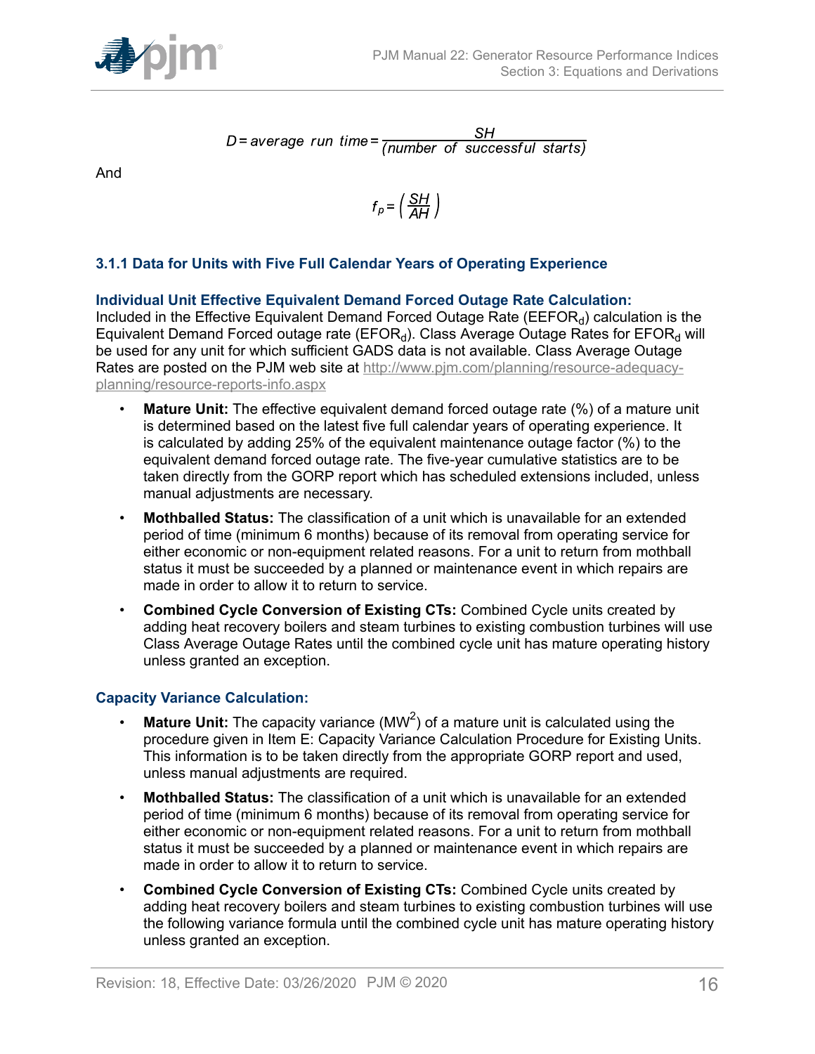$$D = average\ run\ time = \frac{SH}{(number\ of\ successful\ starts)}$$

And

$$f_p = \left( \frac{SH}{AH} \right)$$

### 3.1.1 Data for Units with Five Full Calendar Years of Operating Experience

**Individual Unit Effective Equivalent Demand Forced Outage Rate Calculation:**

Included in the Effective Equivalent Demand Forced Outage Rate ($EEFOR_d$) calculation is the Equivalent Demand Forced outage rate ($EFOR_d$). Class Average Outage Rates for $EFOR_d$ will be used for any unit for which sufficient GADS data is not available. Class Average Outage Rates are posted on the PJM web site at http://www.pjm.com/planning/resource-adequacy-planning/resource-reports-info.aspx

- **Mature Unit:** The effective equivalent demand forced outage rate (%) of a mature unit is determined based on the latest five full calendar years of operating experience. It is calculated by adding 25% of the equivalent maintenance outage factor (%) to the equivalent demand forced outage rate. The five-year cumulative statistics are to be taken directly from the GORP report which has scheduled extensions included, unless manual adjustments are necessary.
- **Mothballed Status:** The classification of a unit which is unavailable for an extended period of time (minimum 6 months) because of its removal from operating service for either economic or non-equipment related reasons. For a unit to return from mothball status it must be succeeded by a planned or maintenance event in which repairs are made in order to allow it to return to service.
- **Combined Cycle Conversion of Existing CTs:** Combined Cycle units created by adding heat recovery boilers and steam turbines to existing combustion turbines will use Class Average Outage Rates until the combined cycle unit has mature operating history unless granted an exception.

**Capacity Variance Calculation:**

- **Mature Unit:** The capacity variance ($MW^2$) of a mature unit is calculated using the procedure given in Item E: Capacity Variance Calculation Procedure for Existing Units. This information is to be taken directly from the appropriate GORP report and used, unless manual adjustments are required.
- **Mothballed Status:** The classification of a unit which is unavailable for an extended period of time (minimum 6 months) because of its removal from operating service for either economic or non-equipment related reasons. For a unit to return from mothball status it must be succeeded by a planned or maintenance event in which repairs are made in order to allow it to return to service.
- **Combined Cycle Conversion of Existing CTs:** Combined Cycle units created by adding heat recovery boilers and steam turbines to existing combustion turbines will use the following variance formula until the combined cycle unit has mature operating history unless granted an exception.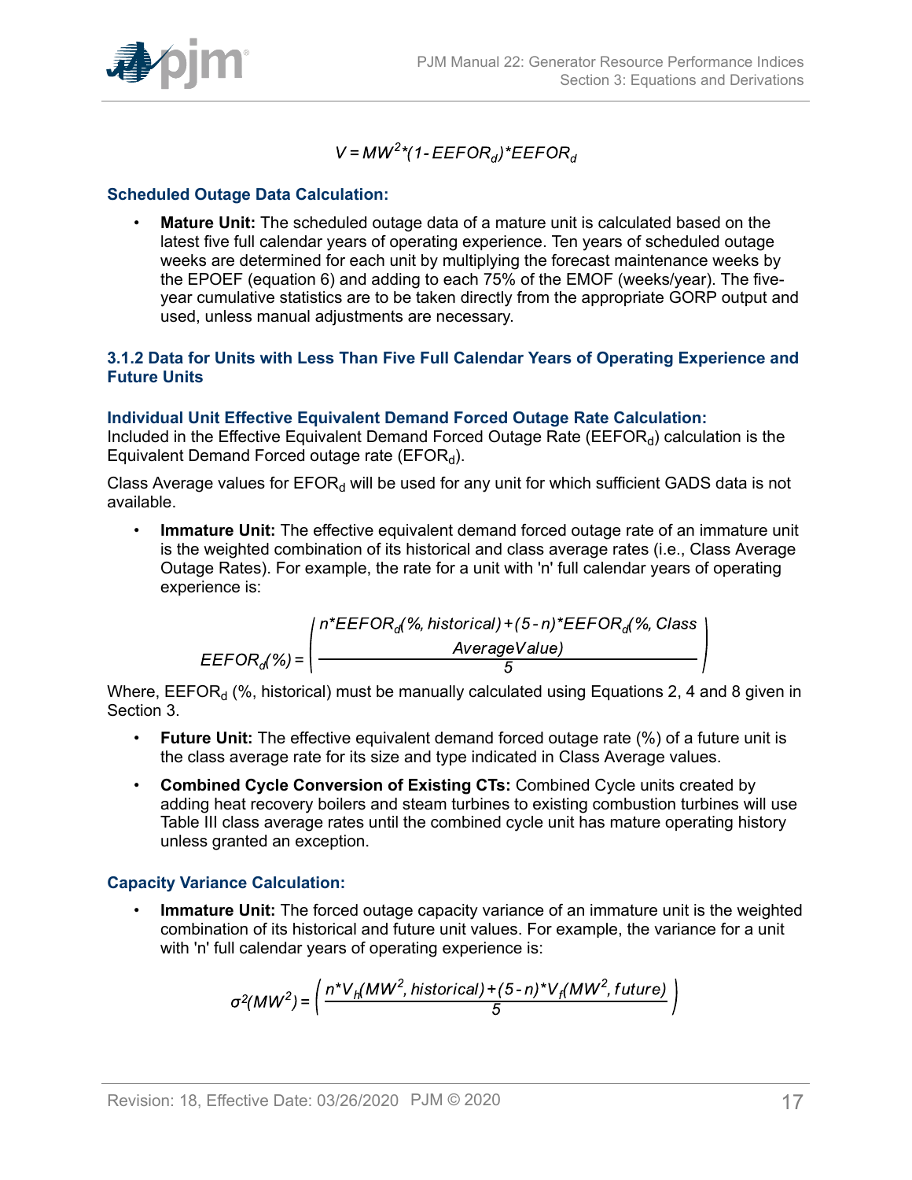$$V = MW^2 * (1 - EEFOR_d) * EEFOR_d$$

**Scheduled Outage Data Calculation:**

- **Mature Unit:** The scheduled outage data of a mature unit is calculated based on the latest five full calendar years of operating experience. Ten years of scheduled outage weeks are determined for each unit by multiplying the forecast maintenance weeks by the EPOEF (equation 6) and adding to each 75% of the EMOF (weeks/year). The five-year cumulative statistics are to be taken directly from the appropriate GORP output and used, unless manual adjustments are necessary.

### 3.1.2 Data for Units with Less Than Five Full Calendar Years of Operating Experience and Future Units

**Individual Unit Effective Equivalent Demand Forced Outage Rate Calculation:**

Included in the Effective Equivalent Demand Forced Outage Rate ($EEFOR_d$) calculation is the Equivalent Demand Forced outage rate ($EFOR_d$).

Class Average values for $EFOR_d$ will be used for any unit for which sufficient GADS data is not available.

- **Immature Unit:** The effective equivalent demand forced outage rate of an immature unit is the weighted combination of its historical and class average rates (i.e., Class Average Outage Rates). For example, the rate for a unit with 'n' full calendar years of operating experience is:

$$EEFOR_d(\%) = \left( \frac{n * EEFOR_d(\%, historical) + (5 - n) * EEFOR_d(\%, Class\ AverageValue)}{5} \right)$$

Where, $EEFOR_d$ (%, historical) must be manually calculated using Equations 2, 4 and 8 given in Section 3.

- **Future Unit:** The effective equivalent demand forced outage rate (%) of a future unit is the class average rate for its size and type indicated in Class Average values.
- **Combined Cycle Conversion of Existing CTs:** Combined Cycle units created by adding heat recovery boilers and steam turbines to existing combustion turbines will use Table III class average rates until the combined cycle unit has mature operating history unless granted an exception.

**Capacity Variance Calculation:**

- **Immature Unit:** The forced outage capacity variance of an immature unit is the weighted combination of its historical and future unit values. For example, the variance for a unit with 'n' full calendar years of operating experience is:

$$\sigma^2(MW^2) = \left( \frac{n * V_h(MW^2, historical) + (5 - n) * V_f(MW^2, future)}{5} \right)$$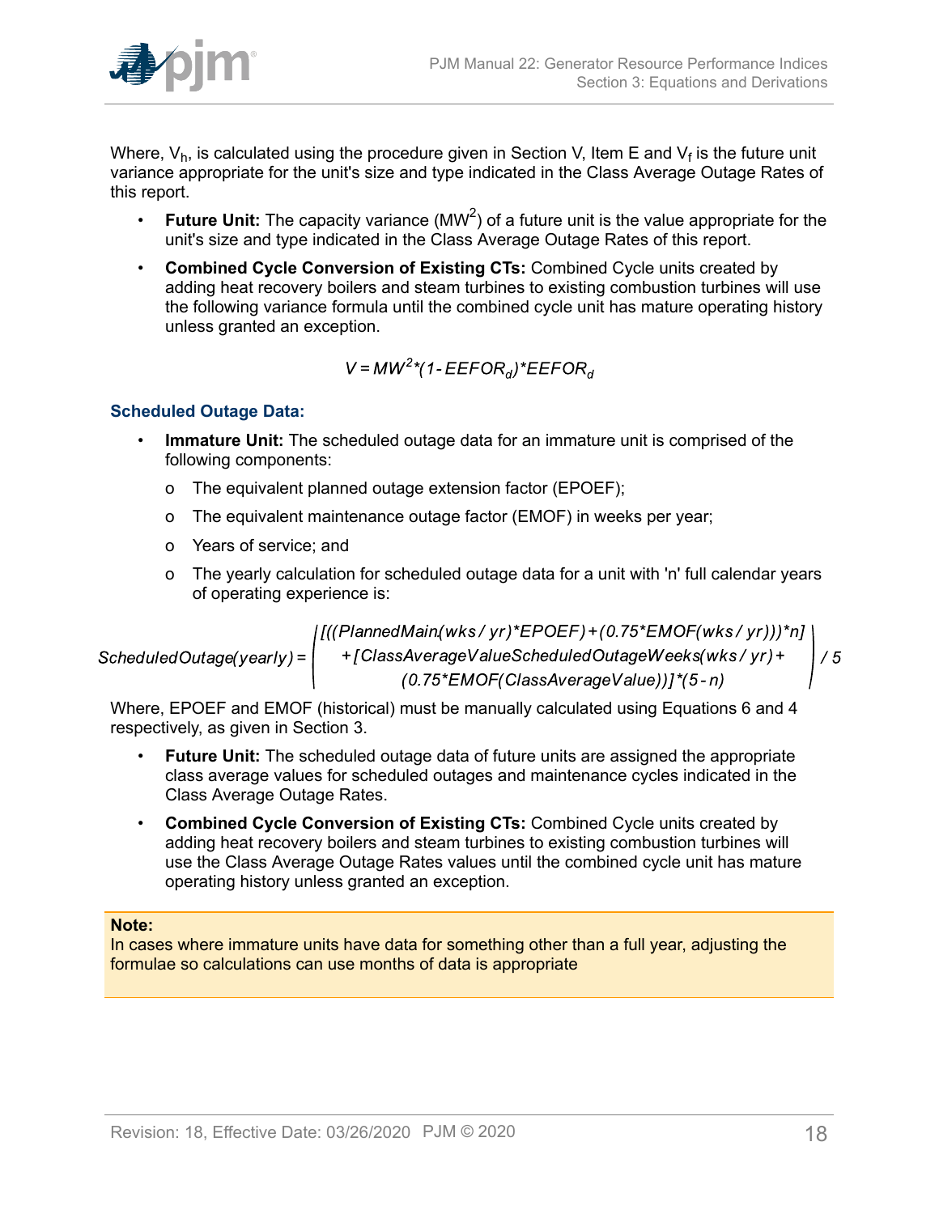Where, $V_h$, is calculated using the procedure given in Section V, Item E and $V_f$ is the future unit variance appropriate for the unit's size and type indicated in the Class Average Outage Rates of this report.

- **Future Unit:** The capacity variance ($MW^2$) of a future unit is the value appropriate for the unit's size and type indicated in the Class Average Outage Rates of this report.
- **Combined Cycle Conversion of Existing CTs:** Combined Cycle units created by adding heat recovery boilers and steam turbines to existing combustion turbines will use the following variance formula until the combined cycle unit has mature operating history unless granted an exception.

$$V = MW^2 * (1 - EEFOR_d) * EEFOR_d$$

### Scheduled Outage Data:

- **Immature Unit:** The scheduled outage data for an immature unit is comprised of the following components:
  - o The equivalent planned outage extension factor (EPOEF);
  - o The equivalent maintenance outage factor (EMOF) in weeks per year;
  - o Years of service; and
  - o The yearly calculation for scheduled outage data for a unit with 'n' full calendar years of operating experience is:

$$ScheduledOutage(yearly) = \left( \begin{array}{c} [((PlannedMain(wks/yr) * EPOEF) + (0.75 * EMOF(wks/yr))) * n] \\ + [ClassAverageValueScheduledOutageWeeks(wks/yr) + \\ (0.75 * EMOF(ClassAverageValue))] * (5 - n) \end{array} \right) / 5$$

Where, EPOEF and EMOF (historical) must be manually calculated using Equations 6 and 4 respectively, as given in Section 3.

- **Future Unit:** The scheduled outage data of future units are assigned the appropriate class average values for scheduled outages and maintenance cycles indicated in the Class Average Outage Rates.
- **Combined Cycle Conversion of Existing CTs:** Combined Cycle units created by adding heat recovery boilers and steam turbines to existing combustion turbines will use the Class Average Outage Rates values until the combined cycle unit has mature operating history unless granted an exception.

**Note:**
In cases where immature units have data for something other than a full year, adjusting the formulae so calculations can use months of data is appropriate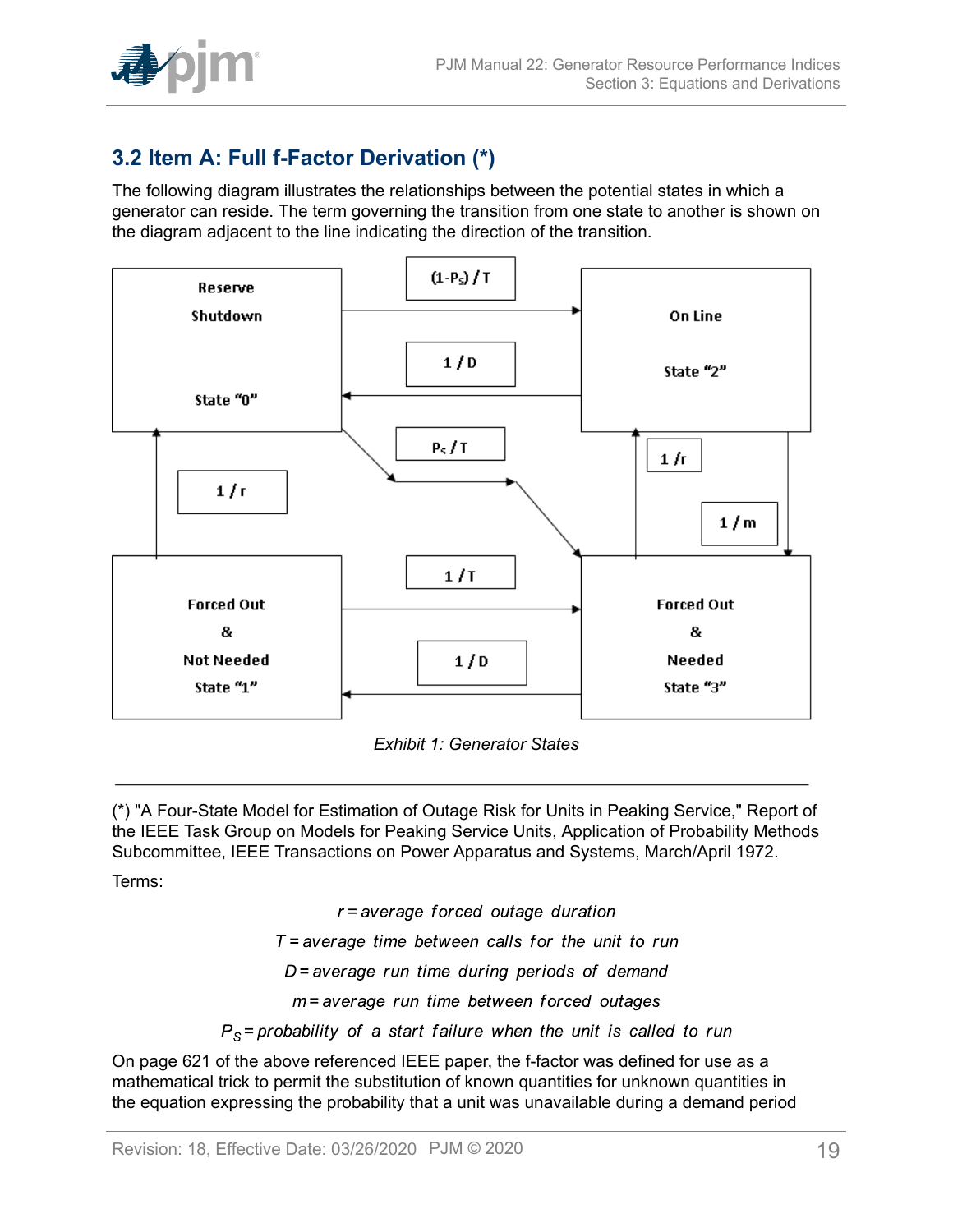## 3.2 Item A: Full f-Factor Derivation (*)

The following diagram illustrates the relationships between the potential states in which a generator can reside. The term governing the transition from one state to another is shown on the diagram adjacent to the line indicating the direction of the transition.

*Exhibit 1: Generator States*

---

(*) "A Four-State Model for Estimation of Outage Risk for Units in Peaking Service," Report of the IEEE Task Group on Models for Peaking Service Units, Application of Probability Methods Subcommittee, IEEE Transactions on Power Apparatus and Systems, March/April 1972.

Terms:

$$r = \textit{average forced outage duration}$$

$$T = \textit{average time between calls for the unit to run}$$

$$D = \textit{average run time during periods of demand}$$

$$m = \textit{average run time between forced outages}$$

$$P_S = \textit{probability of a start failure when the unit is called to run}$$

On page 621 of the above referenced IEEE paper, the f-factor was defined for use as a mathematical trick to permit the substitution of known quantities for unknown quantities in the equation expressing the probability that a unit was unavailable during a demand period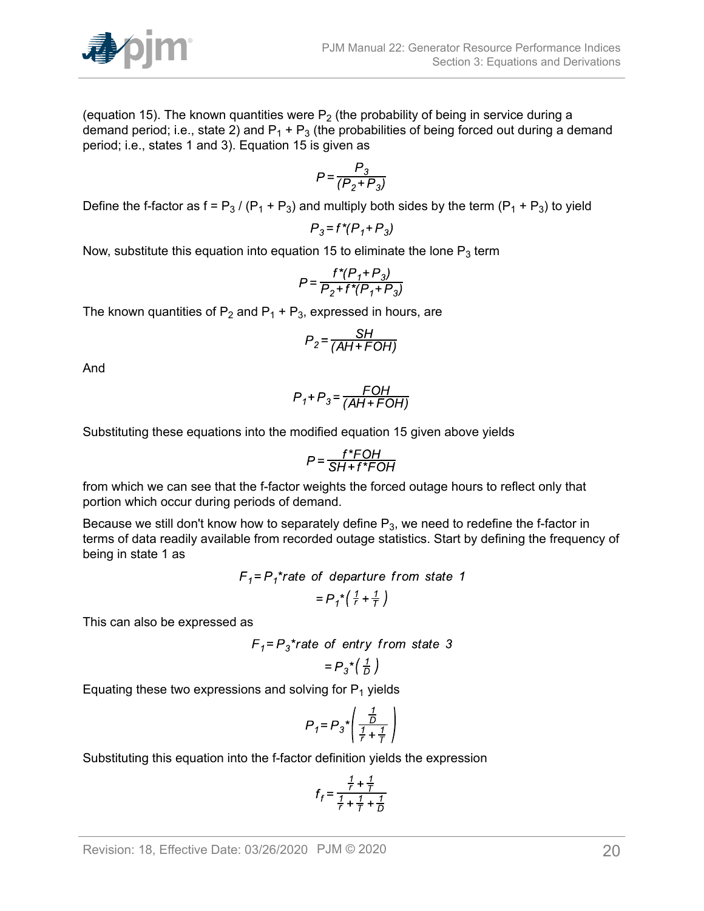(equation 15). The known quantities were $P_2$ (the probability of being in service during a demand period; i.e., state 2) and $P_1 + P_3$ (the probabilities of being forced out during a demand period; i.e., states 1 and 3). Equation 15 is given as

$$P = \frac{P_3}{(P_2 + P_3)}$$

Define the f-factor as $f = P_3 / (P_1 + P_3)$ and multiply both sides by the term $(P_1 + P_3)$ to yield

$$P_3 = f^*(P_1 + P_3)$$

Now, substitute this equation into equation 15 to eliminate the lone $P_3$ term

$$P = \frac{f^*(P_1 + P_3)}{P_2 + f^*(P_1 + P_3)}$$

The known quantities of $P_2$ and $P_1 + P_3$, expressed in hours, are

$$P_2 = \frac{SH}{(AH + FOH)}$$

And

$$P_1 + P_3 = \frac{FOH}{(AH + FOH)}$$

Substituting these equations into the modified equation 15 given above yields

$$P = \frac{f^*FOH}{SH + f^*FOH}$$

from which we can see that the f-factor weights the forced outage hours to reflect only that portion which occur during periods of demand.

Because we still don't know how to separately define $P_3$, we need to redefine the f-factor in terms of data readily available from recorded outage statistics. Start by defining the frequency of being in state 1 as

$$F_1 = P_1^* \text{rate of departure from state 1}$$
$$= P_1^* \left( \frac{1}{r} + \frac{1}{T} \right)$$

This can also be expressed as

$$F_1 = P_3^* \text{rate of entry from state 3}$$
$$= P_3^* \left( \frac{1}{D} \right)$$

Equating these two expressions and solving for $P_1$ yields

$$P_1 = P_3^* \left( \frac{\frac{1}{D}}{\frac{1}{r} + \frac{1}{T}} \right)$$

Substituting this equation into the f-factor definition yields the expression

$$f_f = \frac{\frac{1}{r} + \frac{1}{T}}{\frac{1}{r} + \frac{1}{T} + \frac{1}{D}}$$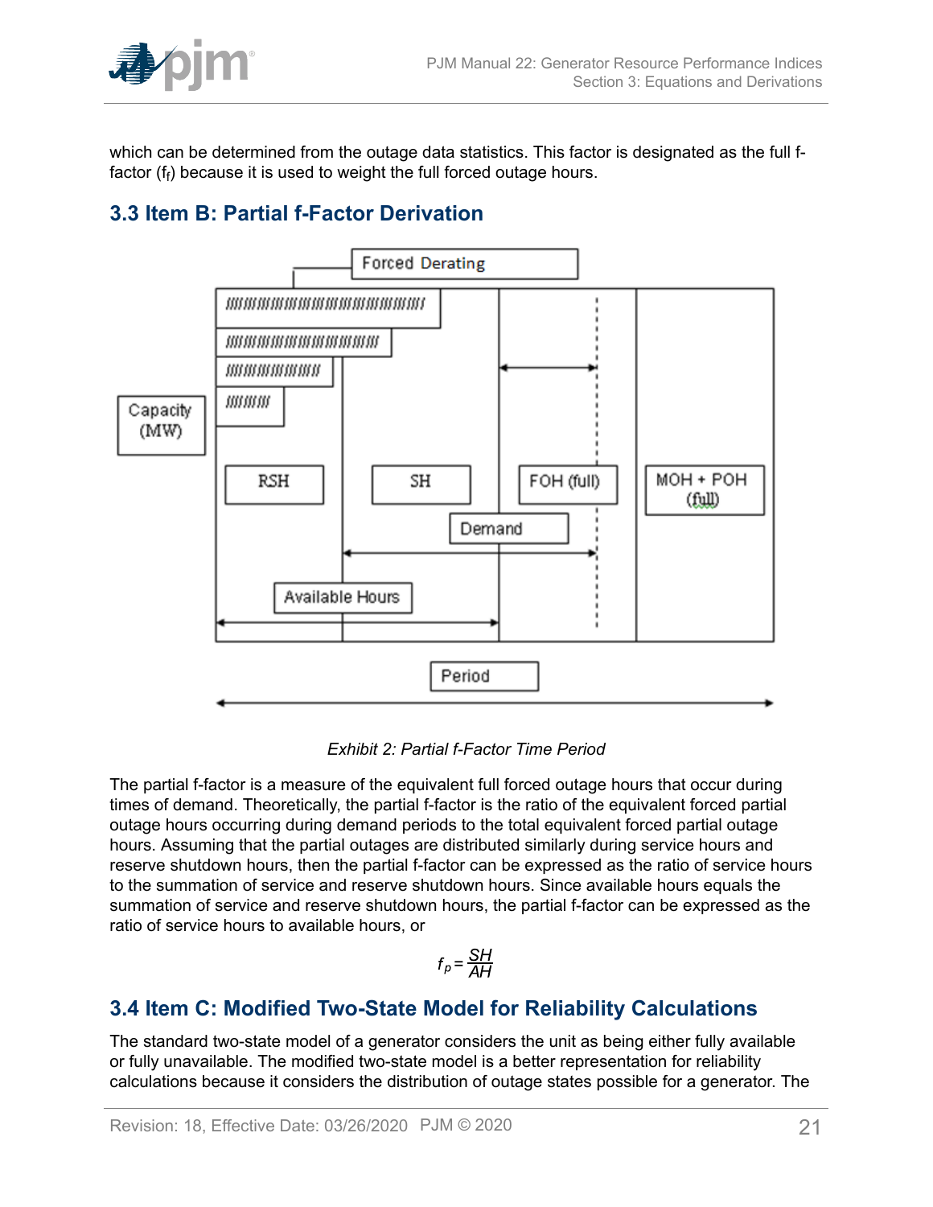which can be determined from the outage data statistics. This factor is designated as the full f-factor ($f_f$) because it is used to weight the full forced outage hours.

## 3.3 Item B: Partial f-Factor Derivation

*Exhibit 2: Partial f-Factor Time Period*

The partial f-factor is a measure of the equivalent full forced outage hours that occur during times of demand. Theoretically, the partial f-factor is the ratio of the equivalent forced partial outage hours occurring during demand periods to the total equivalent forced partial outage hours. Assuming that the partial outages are distributed similarly during service hours and reserve shutdown hours, then the partial f-factor can be expressed as the ratio of service hours to the summation of service and reserve shutdown hours. Since available hours equals the summation of service and reserve shutdown hours, the partial f-factor can be expressed as the ratio of service hours to available hours, or

$$f_p = \frac{SH}{AH}$$

## 3.4 Item C: Modified Two-State Model for Reliability Calculations

The standard two-state model of a generator considers the unit as being either fully available or fully unavailable. The modified two-state model is a better representation for reliability calculations because it considers the distribution of outage states possible for a generator. The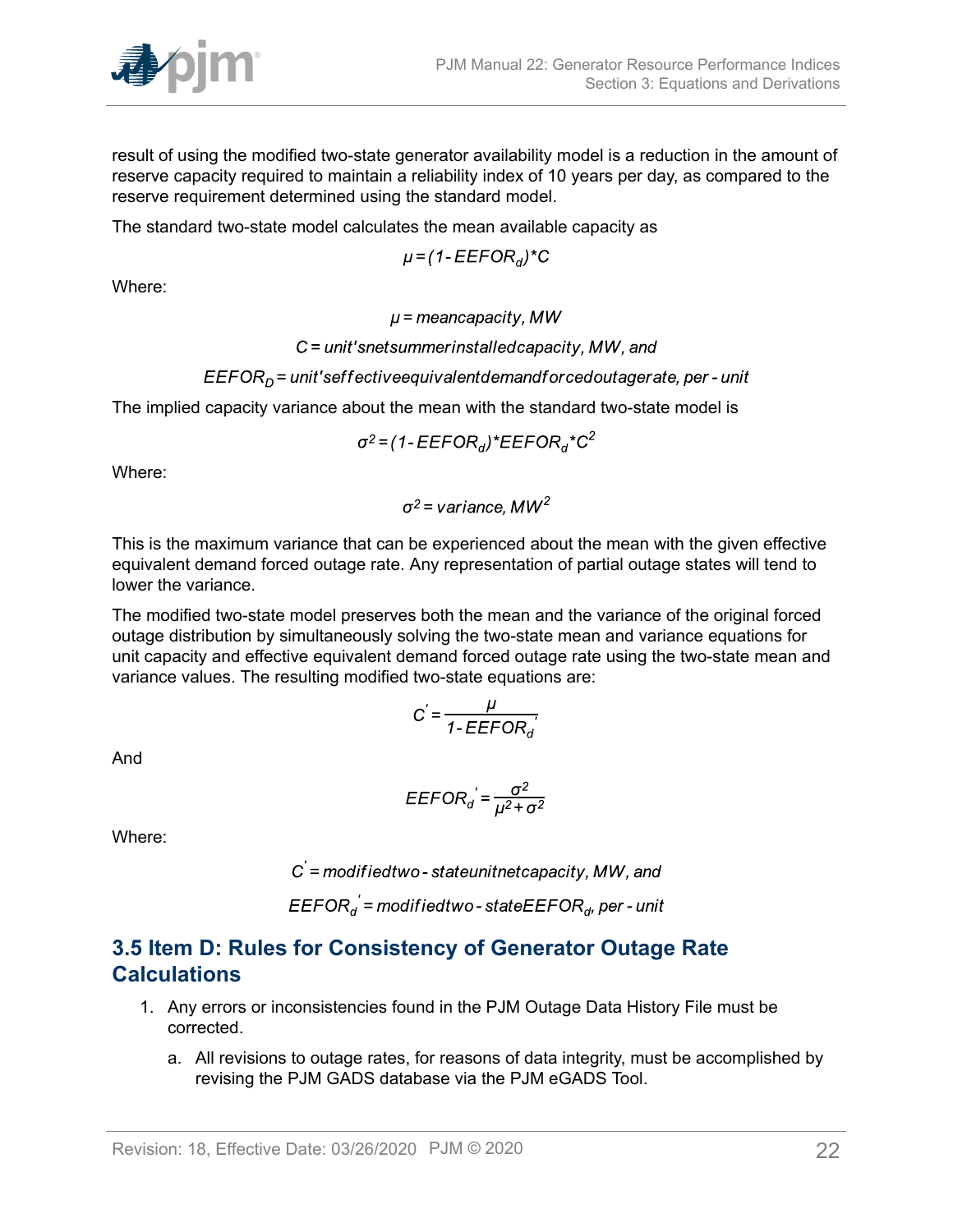result of using the modified two-state generator availability model is a reduction in the amount of reserve capacity required to maintain a reliability index of 10 years per day, as compared to the reserve requirement determined using the standard model.

The standard two-state model calculates the mean available capacity as

$$\mu = (1 - EEFOR_d) * C$$

Where:

$$\mu = meancapacity, MW$$

$$C = unit'snetsummerinstalledcapacity, MW, and$$

$$EEFOR_D = unit'seffectiveequivalentdemandforcedoutagerate, per - unit$$

The implied capacity variance about the mean with the standard two-state model is

$$\sigma^2 = (1 - EEFOR_d) * EEFOR_d * C^2$$

Where:

$$\sigma^2 = variance, MW^2$$

This is the maximum variance that can be experienced about the mean with the given effective equivalent demand forced outage rate. Any representation of partial outage states will tend to lower the variance.

The modified two-state model preserves both the mean and the variance of the original forced outage distribution by simultaneously solving the two-state mean and variance equations for unit capacity and effective equivalent demand forced outage rate using the two-state mean and variance values. The resulting modified two-state equations are:

$$C' = \frac{\mu}{1 - EEFOR_d{}'}$$

And

$$EEFOR_d{}' = \frac{\sigma^2}{\mu^2 + \sigma^2}$$

Where:

$$C' = modifiedtwo - stateunitnetcapacity, MW, and$$

$$EEFOR_d{}' = modifiedtwo - stateEEFOR_d, per - unit$$

## 3.5 Item D: Rules for Consistency of Generator Outage Rate Calculations

1. Any errors or inconsistencies found in the PJM Outage Data History File must be corrected.
   a. All revisions to outage rates, for reasons of data integrity, must be accomplished by revising the PJM GADS database via the PJM eGADS Tool.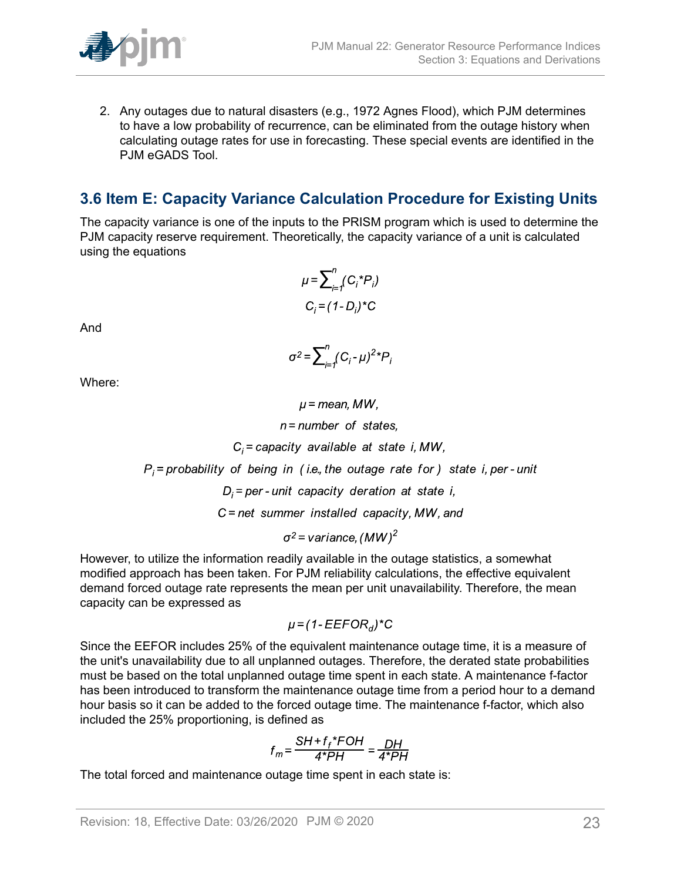2. Any outages due to natural disasters (e.g., 1972 Agnes Flood), which PJM determines to have a low probability of recurrence, can be eliminated from the outage history when calculating outage rates for use in forecasting. These special events are identified in the PJM eGADS Tool.

## 3.6 Item E: Capacity Variance Calculation Procedure for Existing Units

The capacity variance is one of the inputs to the PRISM program which is used to determine the PJM capacity reserve requirement. Theoretically, the capacity variance of a unit is calculated using the equations

$$\mu = \sum_{i=1}^{n} (C_i * P_i)$$

$$C_i = (1 - D_i) * C$$

And

$$\sigma^2 = \sum_{i=1}^{n} (C_i - \mu)^2 * P_i$$

Where:

$$\mu = \text{mean, MW,}$$

$$n = \text{number of states,}$$

$$C_i = \text{capacity available at state } i\text{, MW,}$$

$$P_i = \text{probability of being in (i.e., the outage rate for) state } i\text{, per-unit}$$

$$D_i = \text{per-unit capacity deration at state } i\text{,}$$

$$C = \text{net summer installed capacity, MW, and}$$

$$\sigma^2 = \text{variance, } (MW)^2$$

However, to utilize the information readily available in the outage statistics, a somewhat modified approach has been taken. For PJM reliability calculations, the effective equivalent demand forced outage rate represents the mean per unit unavailability. Therefore, the mean capacity can be expressed as

$$\mu = (1 - EEFOR_d) * C$$

Since the EEFOR includes 25% of the equivalent maintenance outage time, it is a measure of the unit's unavailability due to all unplanned outages. Therefore, the derated state probabilities must be based on the total unplanned outage time spent in each state. A maintenance f-factor has been introduced to transform the maintenance outage time from a period hour to a demand hour basis so it can be added to the forced outage time. The maintenance f-factor, which also included the 25% proportioning, is defined as

$$f_m = \frac{SH + f_f * FOH}{4 * PH} = \frac{DH}{4 * PH}$$

The total forced and maintenance outage time spent in each state is: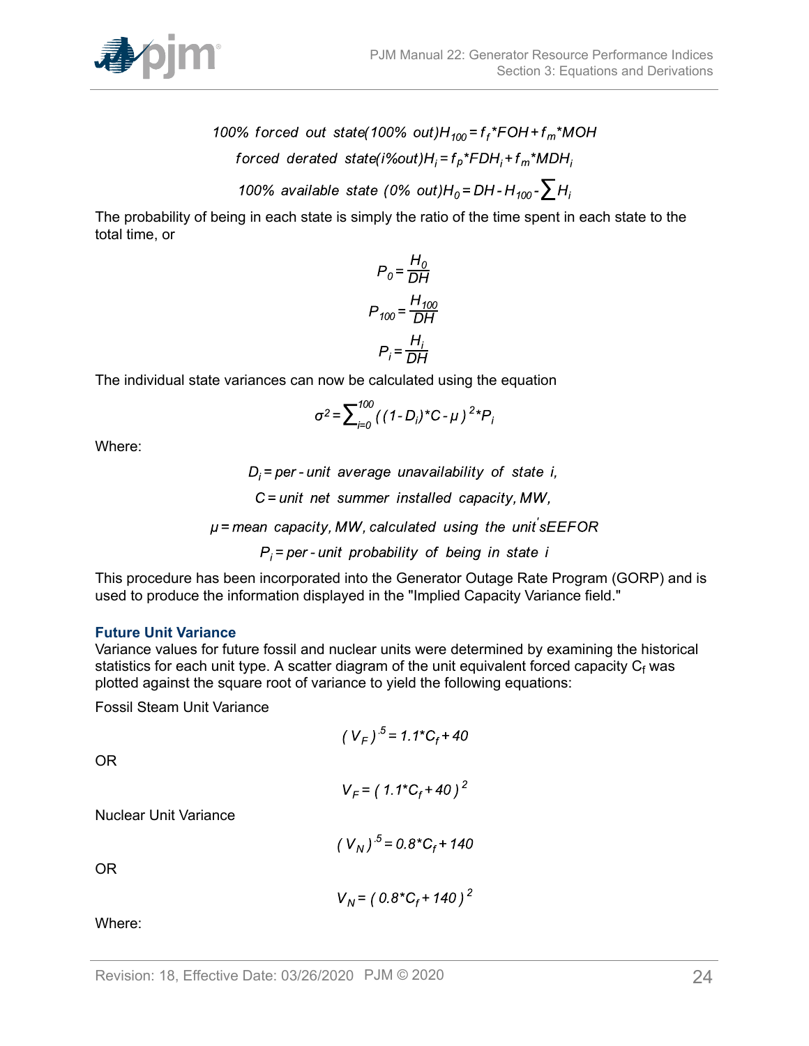$$100\%\ forced\ out\ state(100\%\ out)H_{100} = f_f{*}FOH + f_m{*}MOH$$

$$forced\ derated\ state(i\%out)H_i = f_p{*}FDH_i + f_m{*}MDH_i$$

$$100\%\ available\ state\ (0\%\ out)H_0 = DH - H_{100} - \sum H_i$$

The probability of being in each state is simply the ratio of the time spent in each state to the total time, or

$$P_0 = \frac{H_0}{DH}$$

$$P_{100} = \frac{H_{100}}{DH}$$

$$P_i = \frac{H_i}{DH}$$

The individual state variances can now be calculated using the equation

$$\sigma^2 = \sum_{i=0}^{100} ((1 - D_i){*}C - \mu)^2{*}P_i$$

Where:

$$D_i = per\text{-}unit\ average\ unavailability\ of\ state\ i,$$

$$C = unit\ net\ summer\ installed\ capacity, MW,$$

$$\mu = mean\ capacity, MW, calculated\ using\ the\ unit's EEFOR$$

$$P_i = per\text{-}unit\ probability\ of\ being\ in\ state\ i$$

This procedure has been incorporated into the Generator Outage Rate Program (GORP) and is used to produce the information displayed in the "Implied Capacity Variance field."

### Future Unit Variance

Variance values for future fossil and nuclear units were determined by examining the historical statistics for each unit type. A scatter diagram of the unit equivalent forced capacity $C_f$ was plotted against the square root of variance to yield the following equations:

Fossil Steam Unit Variance

$$(V_F)^{.5} = 1.1{*}C_f + 40$$

OR

$$V_F = (1.1{*}C_f + 40)^2$$

Nuclear Unit Variance

$$(V_N)^{.5} = 0.8{*}C_f + 140$$

OR

$$V_N = (0.8{*}C_f + 140)^2$$

Where: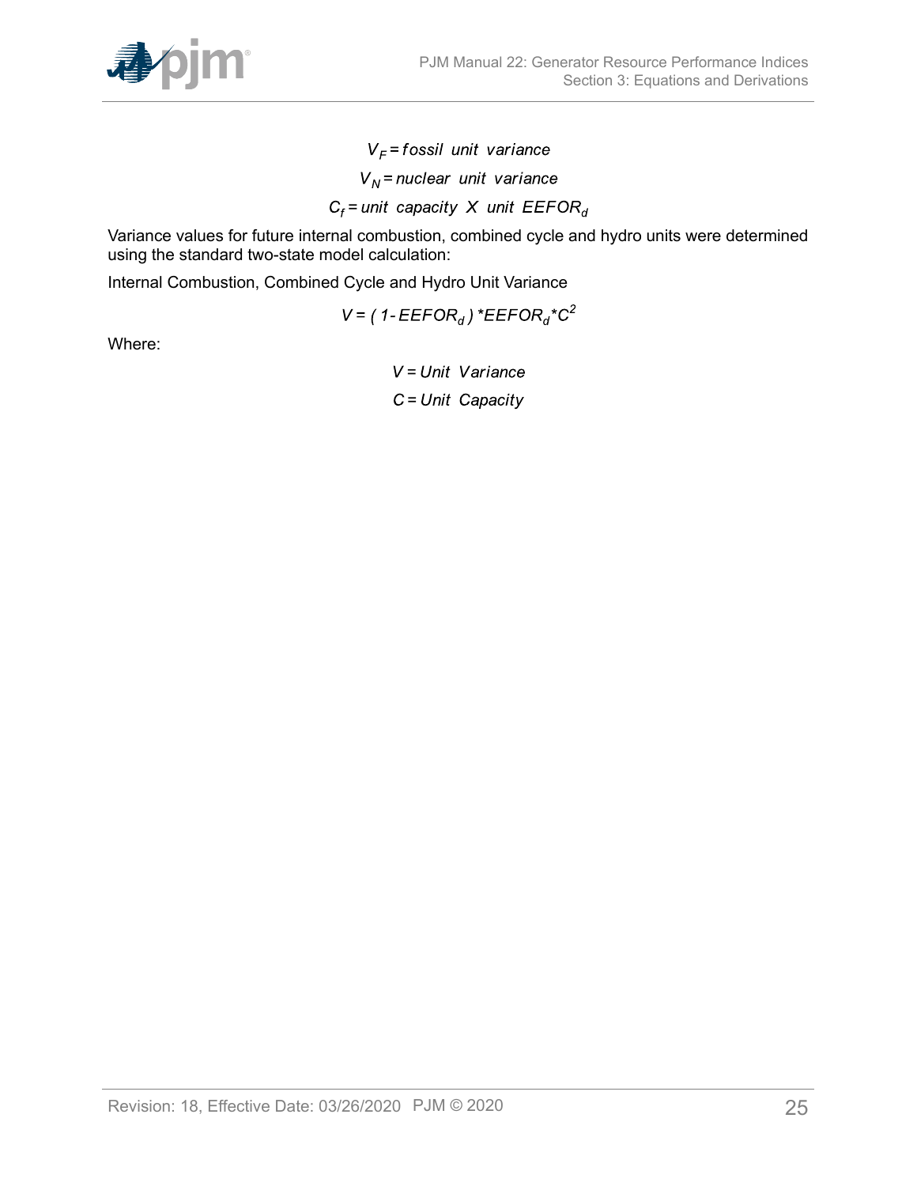$$V_F = fossil\ unit\ variance$$

$$V_N = nuclear\ unit\ variance$$

$$C_f = unit\ capacity\ X\ unit\ EEFOR_d$$

Variance values for future internal combustion, combined cycle and hydro units were determined using the standard two-state model calculation:

Internal Combustion, Combined Cycle and Hydro Unit Variance

$$V = (1 - EEFOR_d) * EEFOR_d * C^2$$

Where:

$$V = Unit\ Variance$$

$$C = Unit\ Capacity$$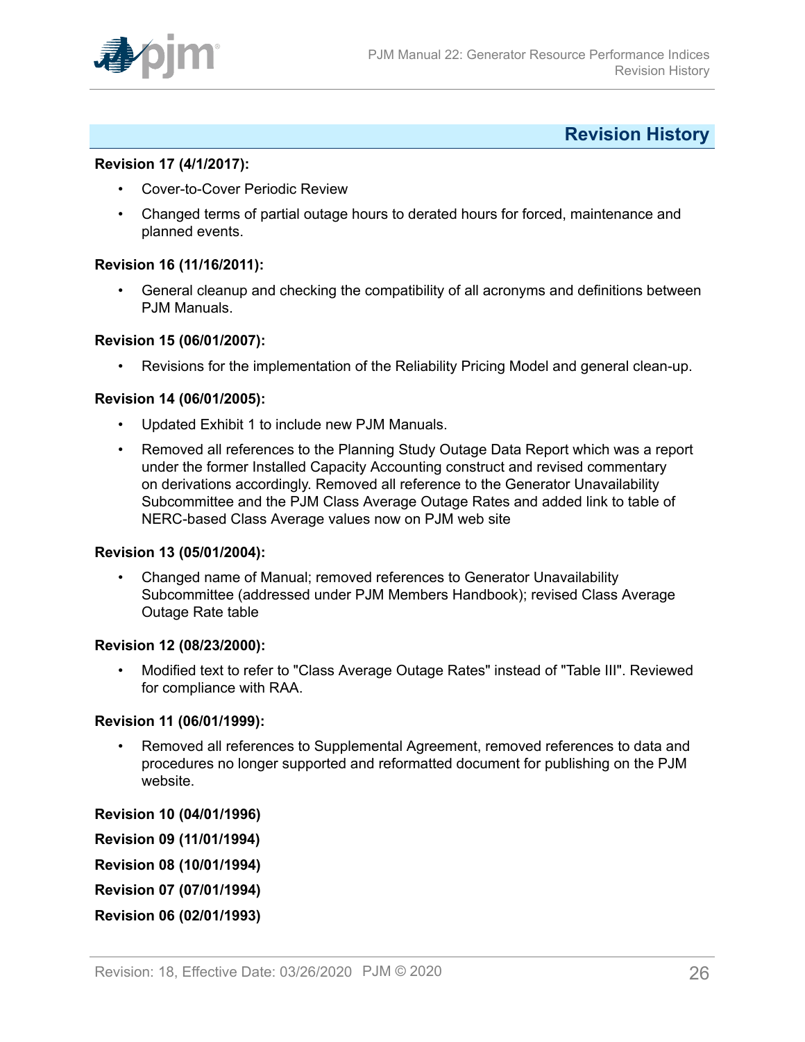# Revision History

**Revision 17 (4/1/2017):**

- Cover-to-Cover Periodic Review
- Changed terms of partial outage hours to derated hours for forced, maintenance and planned events.

**Revision 16 (11/16/2011):**

- General cleanup and checking the compatibility of all acronyms and definitions between PJM Manuals.

**Revision 15 (06/01/2007):**

- Revisions for the implementation of the Reliability Pricing Model and general clean-up.

**Revision 14 (06/01/2005):**

- Updated Exhibit 1 to include new PJM Manuals.
- Removed all references to the Planning Study Outage Data Report which was a report under the former Installed Capacity Accounting construct and revised commentary on derivations accordingly. Removed all reference to the Generator Unavailability Subcommittee and the PJM Class Average Outage Rates and added link to table of NERC-based Class Average values now on PJM web site

**Revision 13 (05/01/2004):**

- Changed name of Manual; removed references to Generator Unavailability Subcommittee (addressed under PJM Members Handbook); revised Class Average Outage Rate table

**Revision 12 (08/23/2000):**

- Modified text to refer to "Class Average Outage Rates" instead of "Table III". Reviewed for compliance with RAA.

**Revision 11 (06/01/1999):**

- Removed all references to Supplemental Agreement, removed references to data and procedures no longer supported and reformatted document for publishing on the PJM website.

**Revision 10 (04/01/1996)**

**Revision 09 (11/01/1994)**

**Revision 08 (10/01/1994)**

**Revision 07 (07/01/1994)**

**Revision 06 (02/01/1993)**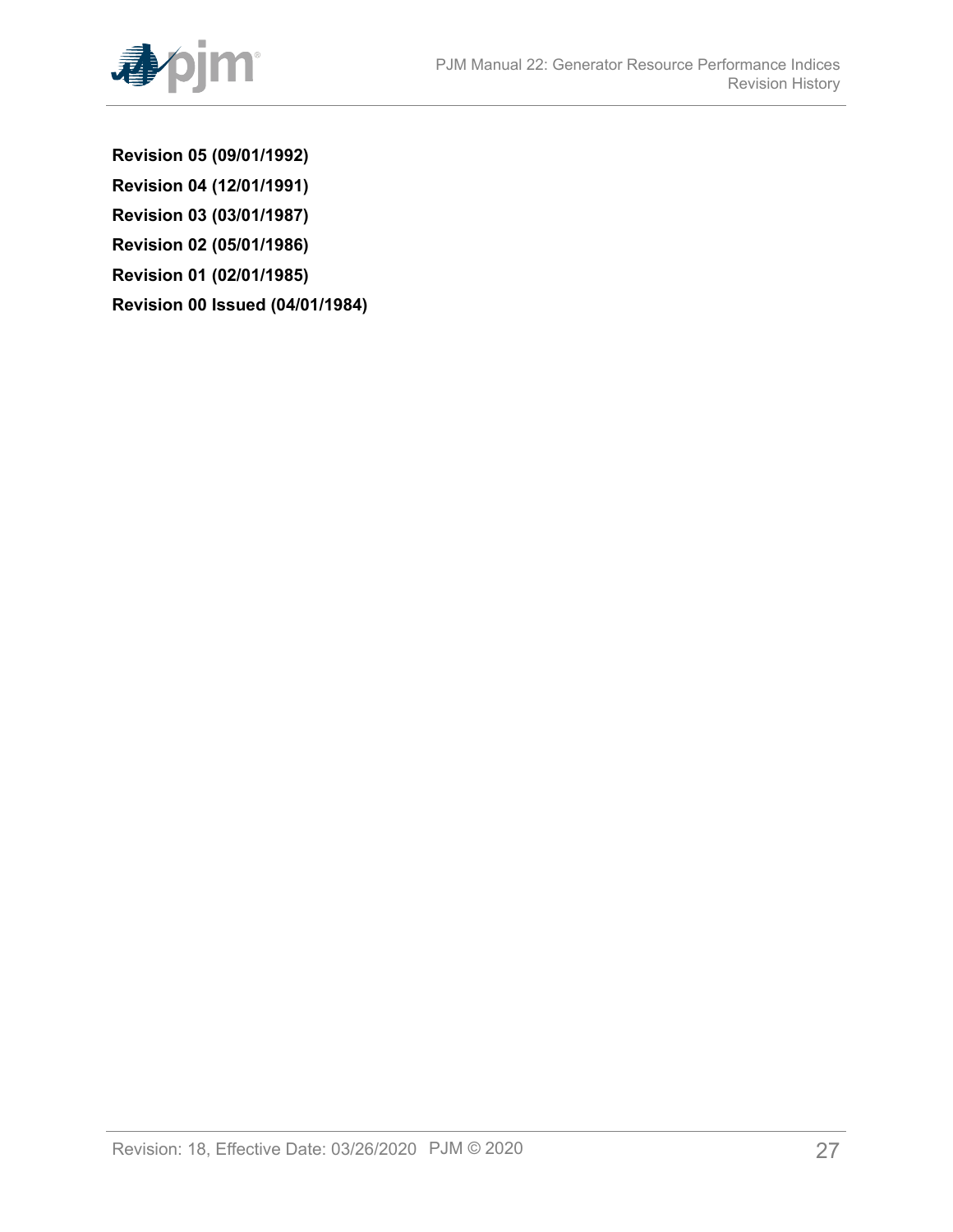**Revision 05 (09/01/1992)**

**Revision 04 (12/01/1991)**

**Revision 03 (03/01/1987)**

**Revision 02 (05/01/1986)**

**Revision 01 (02/01/1985)**

**Revision 00 Issued (04/01/1984)**